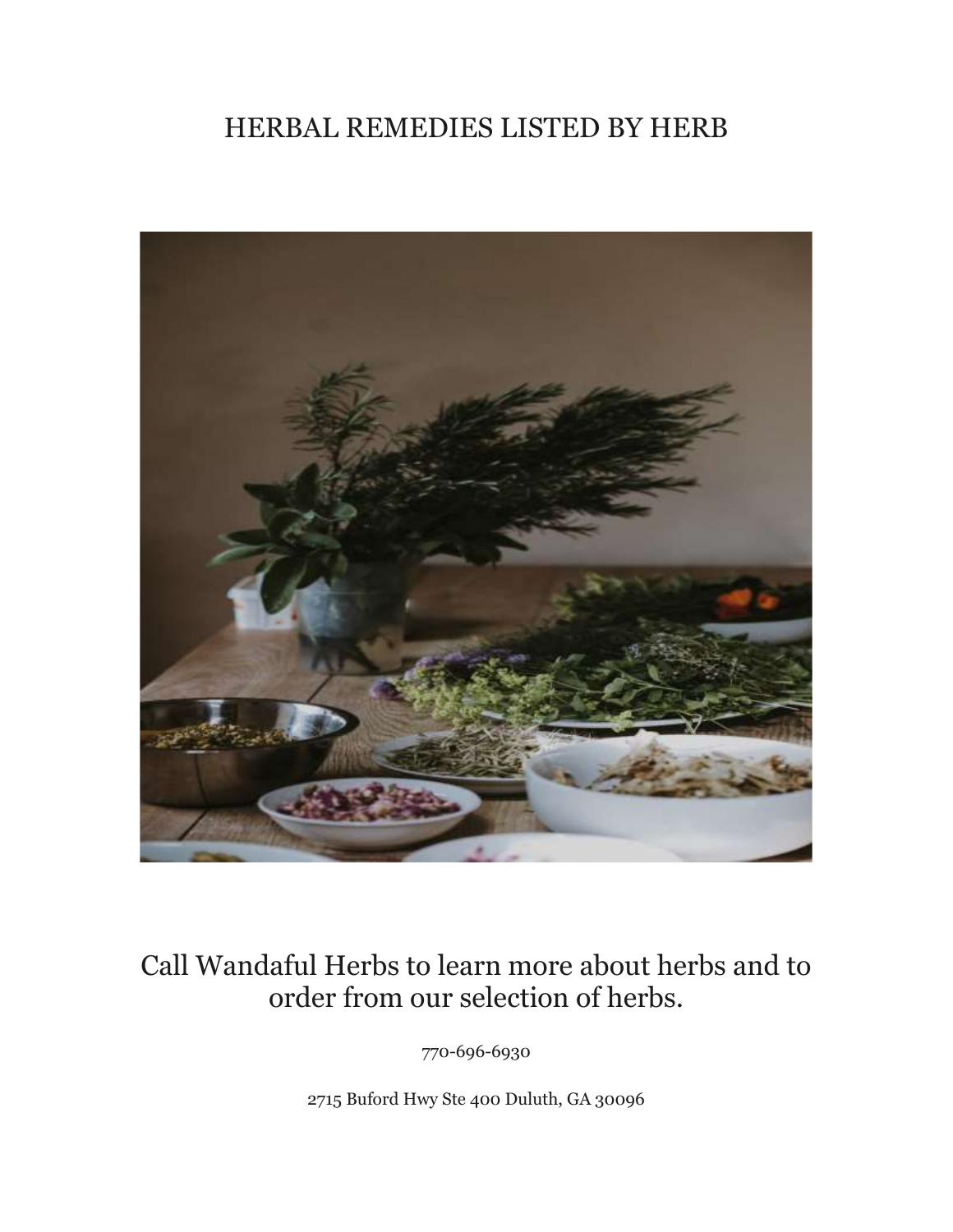# HERBAL REMEDIES LISTED BY HERB

Call Wandaful Herbs to learn more about herbs and to order from our selection of herbs.

770-696-6930

2715 Buford Hwy Ste 400 Duluth, GA 30096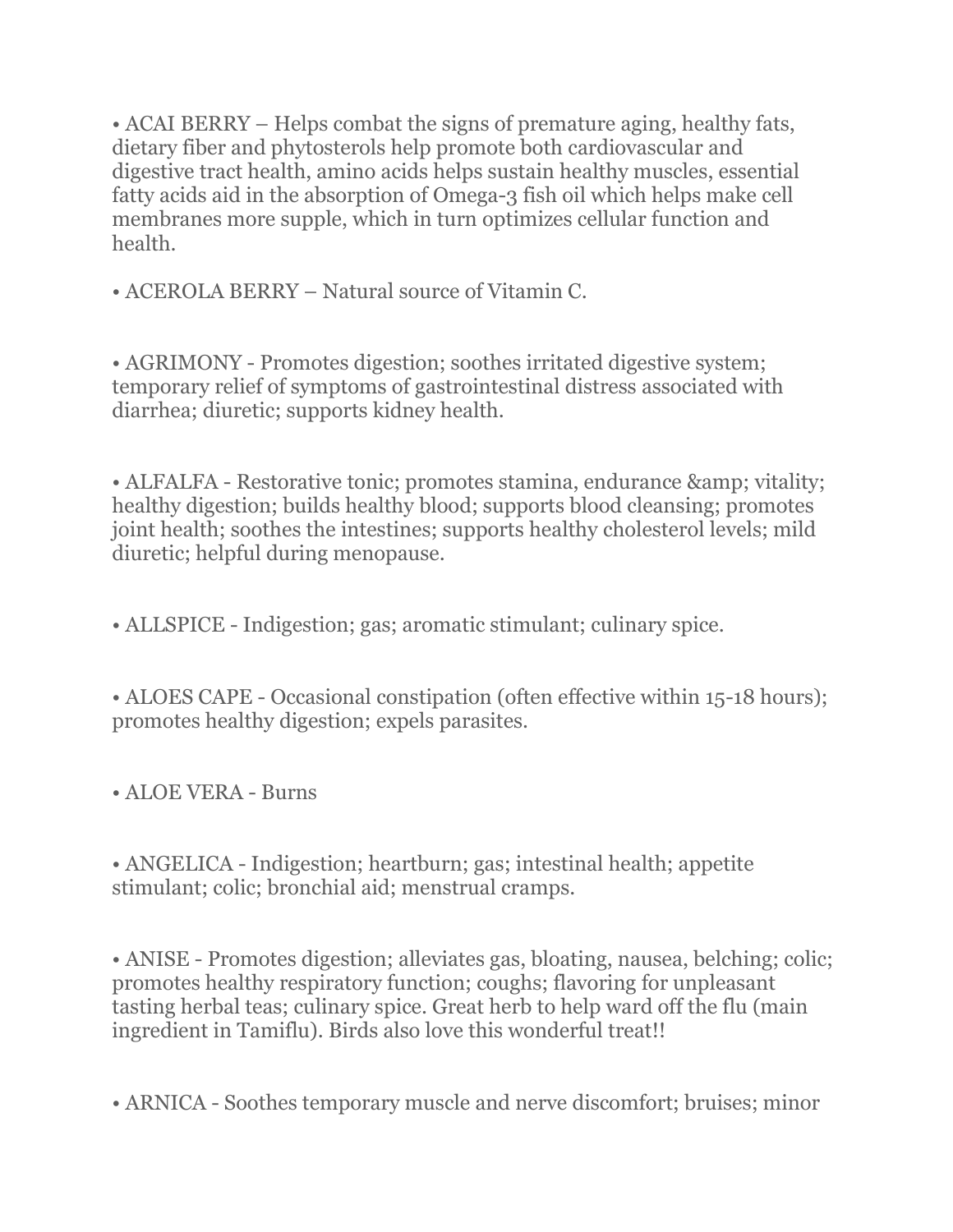• ACAI BERRY – Helps combat the signs of premature aging, healthy fats, dietary fiber and phytosterols help promote both cardiovascular and digestive tract health, amino acids helps sustain healthy muscles, essential fatty acids aid in the absorption of Omega-3 fish oil which helps make cell membranes more supple, which in turn optimizes cellular function and health.

• ACEROLA BERRY – Natural source of Vitamin C.

• AGRIMONY - Promotes digestion; soothes irritated digestive system; temporary relief of symptoms of gastrointestinal distress associated with diarrhea; diuretic; supports kidney health.

• ALFALFA - Restorative tonic; promotes stamina, endurance &amp; vitality; healthy digestion; builds healthy blood; supports blood cleansing; promotes joint health; soothes the intestines; supports healthy cholesterol levels; mild diuretic; helpful during menopause.

• ALLSPICE - Indigestion; gas; aromatic stimulant; culinary spice.

• ALOES CAPE - Occasional constipation (often effective within 15-18 hours); promotes healthy digestion; expels parasites.

• ALOE VERA - Burns

• ANGELICA - Indigestion; heartburn; gas; intestinal health; appetite stimulant; colic; bronchial aid; menstrual cramps.

• ANISE - Promotes digestion; alleviates gas, bloating, nausea, belching; colic; promotes healthy respiratory function; coughs; flavoring for unpleasant tasting herbal teas; culinary spice. Great herb to help ward off the flu (main ingredient in Tamiflu). Birds also love this wonderful treat!!

• ARNICA - Soothes temporary muscle and nerve discomfort; bruises; minor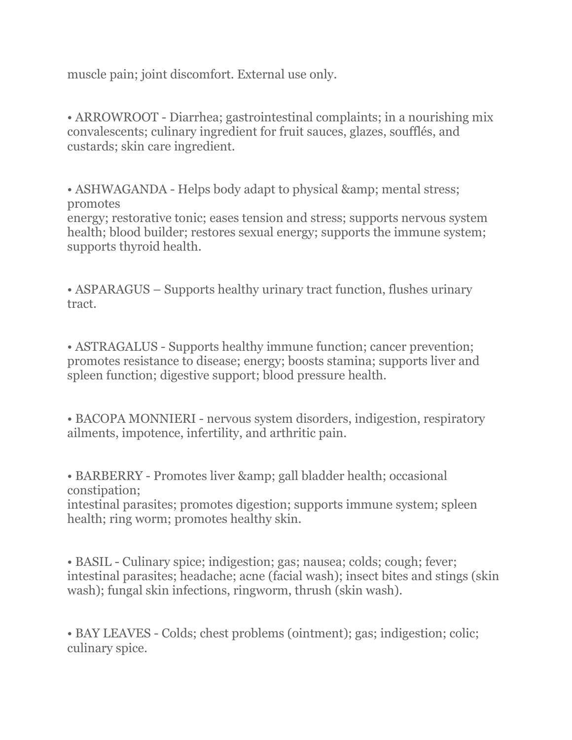muscle pain; joint discomfort. External use only.

• ARROWROOT - Diarrhea; gastrointestinal complaints; in a nourishing mix convalescents; culinary ingredient for fruit sauces, glazes, soufflés, and custards; skin care ingredient.

• ASHWAGANDA - Helps body adapt to physical &amp; mental stress; promotes
energy; restorative tonic; eases tension and stress; supports nervous system health; blood builder; restores sexual energy; supports the immune system; supports thyroid health.

• ASPARAGUS – Supports healthy urinary tract function, flushes urinary tract.

• ASTRAGALUS - Supports healthy immune function; cancer prevention; promotes resistance to disease; energy; boosts stamina; supports liver and spleen function; digestive support; blood pressure health.

• BACOPA MONNIERI - nervous system disorders, indigestion, respiratory ailments, impotence, infertility, and arthritic pain.

• BARBERRY - Promotes liver &amp; gall bladder health; occasional constipation;
intestinal parasites; promotes digestion; supports immune system; spleen health; ring worm; promotes healthy skin.

• BASIL - Culinary spice; indigestion; gas; nausea; colds; cough; fever; intestinal parasites; headache; acne (facial wash); insect bites and stings (skin wash); fungal skin infections, ringworm, thrush (skin wash).

• BAY LEAVES - Colds; chest problems (ointment); gas; indigestion; colic; culinary spice.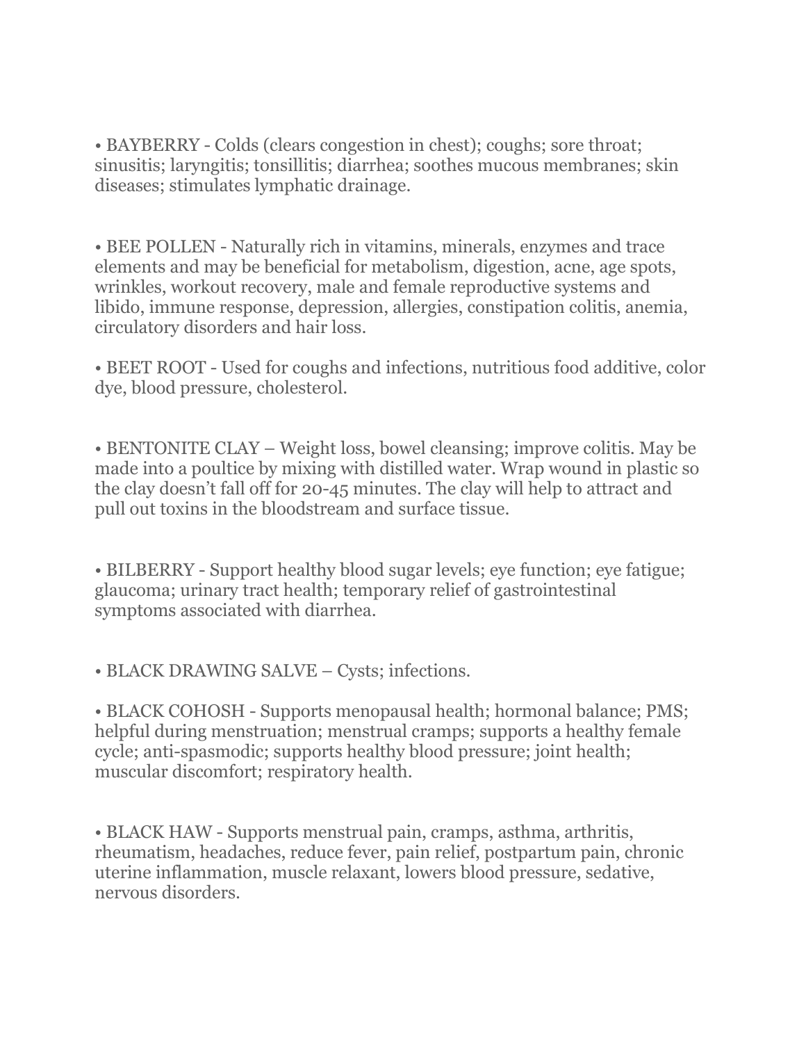• BAYBERRY - Colds (clears congestion in chest); coughs; sore throat; sinusitis; laryngitis; tonsillitis; diarrhea; soothes mucous membranes; skin diseases; stimulates lymphatic drainage.

• BEE POLLEN - Naturally rich in vitamins, minerals, enzymes and trace elements and may be beneficial for metabolism, digestion, acne, age spots, wrinkles, workout recovery, male and female reproductive systems and libido, immune response, depression, allergies, constipation colitis, anemia, circulatory disorders and hair loss.

• BEET ROOT - Used for coughs and infections, nutritious food additive, color dye, blood pressure, cholesterol.

• BENTONITE CLAY – Weight loss, bowel cleansing; improve colitis. May be made into a poultice by mixing with distilled water. Wrap wound in plastic so the clay doesn't fall off for 20-45 minutes. The clay will help to attract and pull out toxins in the bloodstream and surface tissue.

• BILBERRY - Support healthy blood sugar levels; eye function; eye fatigue; glaucoma; urinary tract health; temporary relief of gastrointestinal symptoms associated with diarrhea.

• BLACK DRAWING SALVE – Cysts; infections.

• BLACK COHOSH - Supports menopausal health; hormonal balance; PMS; helpful during menstruation; menstrual cramps; supports a healthy female cycle; anti-spasmodic; supports healthy blood pressure; joint health; muscular discomfort; respiratory health.

• BLACK HAW - Supports menstrual pain, cramps, asthma, arthritis, rheumatism, headaches, reduce fever, pain relief, postpartum pain, chronic uterine inflammation, muscle relaxant, lowers blood pressure, sedative, nervous disorders.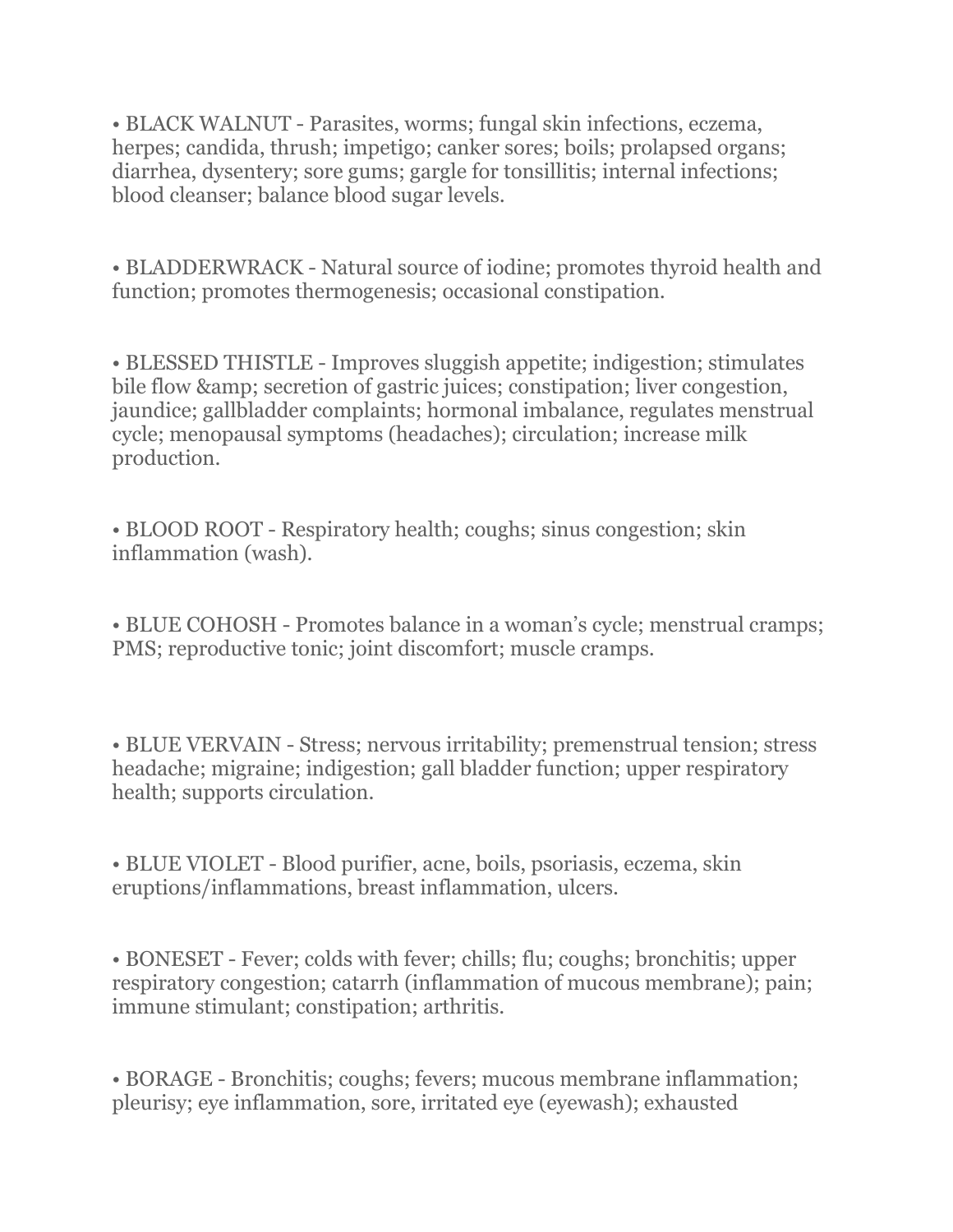• BLACK WALNUT - Parasites, worms; fungal skin infections, eczema, herpes; candida, thrush; impetigo; canker sores; boils; prolapsed organs; diarrhea, dysentery; sore gums; gargle for tonsillitis; internal infections; blood cleanser; balance blood sugar levels.

• BLADDERWRACK - Natural source of iodine; promotes thyroid health and function; promotes thermogenesis; occasional constipation.

• BLESSED THISTLE - Improves sluggish appetite; indigestion; stimulates bile flow &amp; secretion of gastric juices; constipation; liver congestion, jaundice; gallbladder complaints; hormonal imbalance, regulates menstrual cycle; menopausal symptoms (headaches); circulation; increase milk production.

• BLOOD ROOT - Respiratory health; coughs; sinus congestion; skin inflammation (wash).

• BLUE COHOSH - Promotes balance in a woman's cycle; menstrual cramps; PMS; reproductive tonic; joint discomfort; muscle cramps.

• BLUE VERVAIN - Stress; nervous irritability; premenstrual tension; stress headache; migraine; indigestion; gall bladder function; upper respiratory health; supports circulation.

• BLUE VIOLET - Blood purifier, acne, boils, psoriasis, eczema, skin eruptions/inflammations, breast inflammation, ulcers.

• BONESET - Fever; colds with fever; chills; flu; coughs; bronchitis; upper respiratory congestion; catarrh (inflammation of mucous membrane); pain; immune stimulant; constipation; arthritis.

• BORAGE - Bronchitis; coughs; fevers; mucous membrane inflammation; pleurisy; eye inflammation, sore, irritated eye (eyewash); exhausted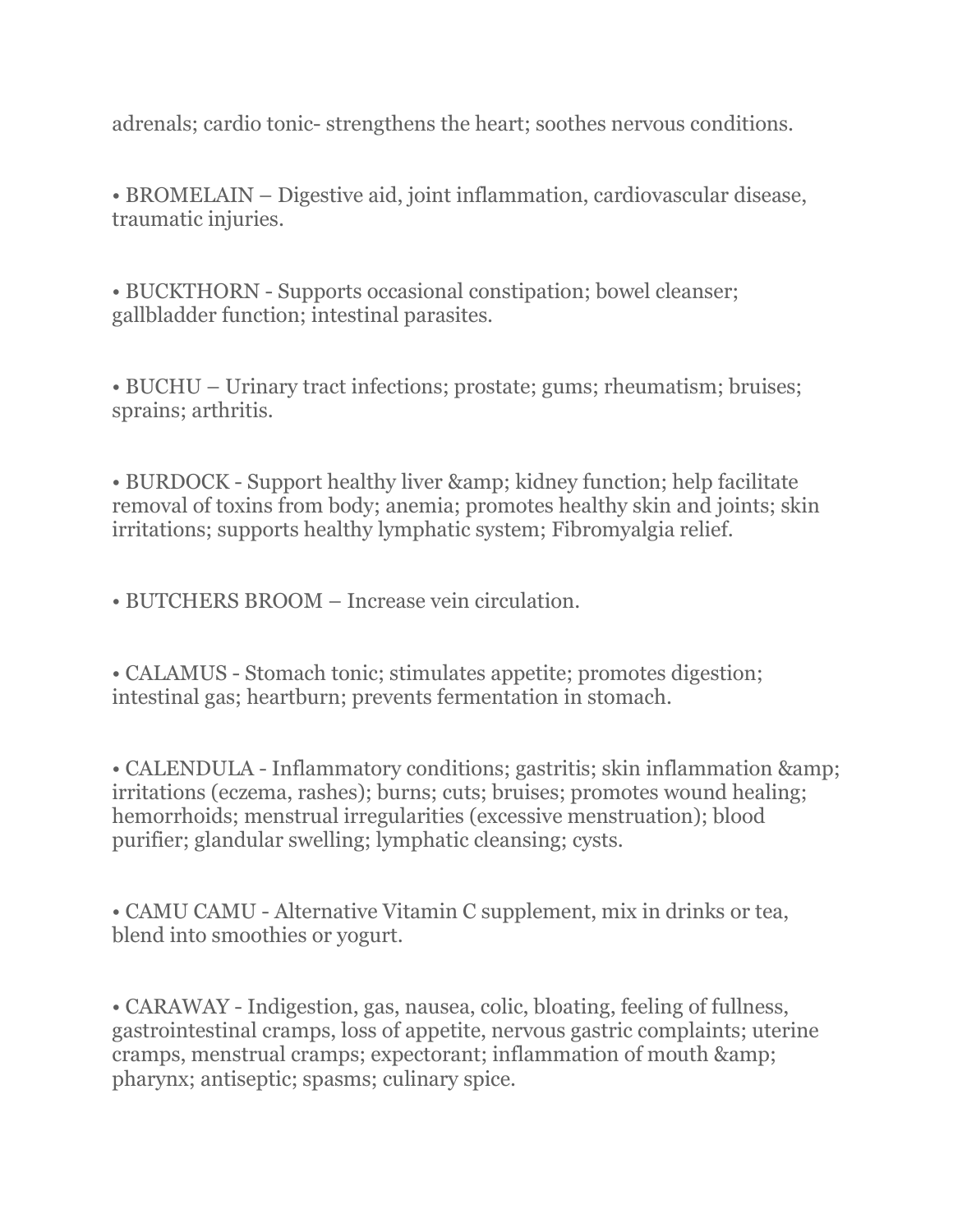adrenals; cardio tonic- strengthens the heart; soothes nervous conditions.

• BROMELAIN – Digestive aid, joint inflammation, cardiovascular disease, traumatic injuries.

• BUCKTHORN - Supports occasional constipation; bowel cleanser; gallbladder function; intestinal parasites.

• BUCHU – Urinary tract infections; prostate; gums; rheumatism; bruises; sprains; arthritis.

• BURDOCK - Support healthy liver &amp; kidney function; help facilitate removal of toxins from body; anemia; promotes healthy skin and joints; skin irritations; supports healthy lymphatic system; Fibromyalgia relief.

• BUTCHERS BROOM – Increase vein circulation.

• CALAMUS - Stomach tonic; stimulates appetite; promotes digestion; intestinal gas; heartburn; prevents fermentation in stomach.

• CALENDULA - Inflammatory conditions; gastritis; skin inflammation &amp; irritations (eczema, rashes); burns; cuts; bruises; promotes wound healing; hemorrhoids; menstrual irregularities (excessive menstruation); blood purifier; glandular swelling; lymphatic cleansing; cysts.

• CAMU CAMU - Alternative Vitamin C supplement, mix in drinks or tea, blend into smoothies or yogurt.

• CARAWAY - Indigestion, gas, nausea, colic, bloating, feeling of fullness, gastrointestinal cramps, loss of appetite, nervous gastric complaints; uterine cramps, menstrual cramps; expectorant; inflammation of mouth &amp; pharynx; antiseptic; spasms; culinary spice.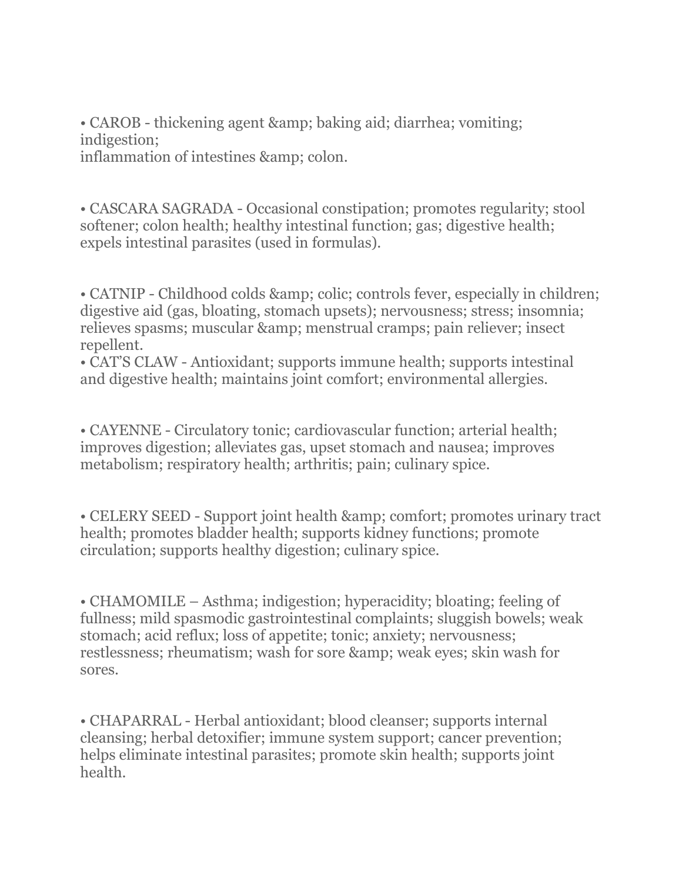• CAROB - thickening agent &amp; baking aid; diarrhea; vomiting; indigestion;
inflammation of intestines &amp; colon.

• CASCARA SAGRADA - Occasional constipation; promotes regularity; stool softener; colon health; healthy intestinal function; gas; digestive health; expels intestinal parasites (used in formulas).

• CATNIP - Childhood colds &amp; colic; controls fever, especially in children; digestive aid (gas, bloating, stomach upsets); nervousness; stress; insomnia; relieves spasms; muscular &amp; menstrual cramps; pain reliever; insect repellent.

• CAT'S CLAW - Antioxidant; supports immune health; supports intestinal and digestive health; maintains joint comfort; environmental allergies.

• CAYENNE - Circulatory tonic; cardiovascular function; arterial health; improves digestion; alleviates gas, upset stomach and nausea; improves metabolism; respiratory health; arthritis; pain; culinary spice.

• CELERY SEED - Support joint health &amp; comfort; promotes urinary tract health; promotes bladder health; supports kidney functions; promote circulation; supports healthy digestion; culinary spice.

• CHAMOMILE – Asthma; indigestion; hyperacidity; bloating; feeling of fullness; mild spasmodic gastrointestinal complaints; sluggish bowels; weak stomach; acid reflux; loss of appetite; tonic; anxiety; nervousness; restlessness; rheumatism; wash for sore &amp; weak eyes; skin wash for sores.

• CHAPARRAL - Herbal antioxidant; blood cleanser; supports internal cleansing; herbal detoxifier; immune system support; cancer prevention; helps eliminate intestinal parasites; promote skin health; supports joint health.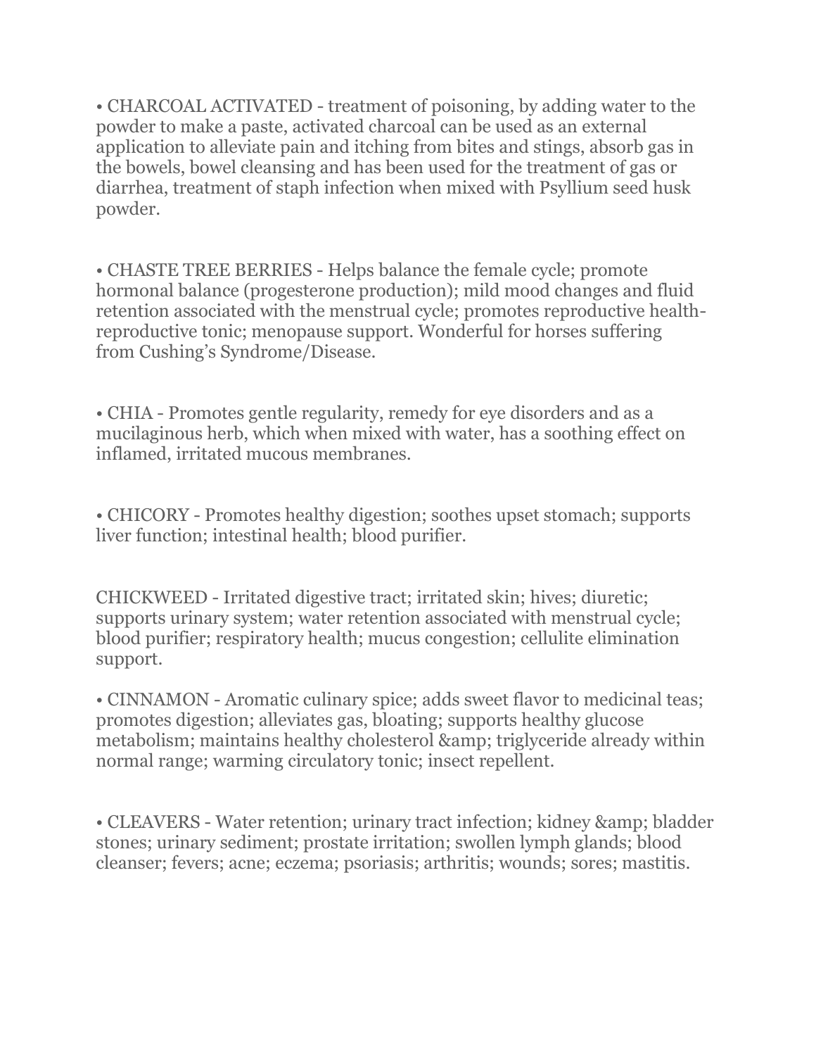• CHARCOAL ACTIVATED - treatment of poisoning, by adding water to the powder to make a paste, activated charcoal can be used as an external application to alleviate pain and itching from bites and stings, absorb gas in the bowels, bowel cleansing and has been used for the treatment of gas or diarrhea, treatment of staph infection when mixed with Psyllium seed husk powder.

• CHASTE TREE BERRIES - Helps balance the female cycle; promote hormonal balance (progesterone production); mild mood changes and fluid retention associated with the menstrual cycle; promotes reproductive health-reproductive tonic; menopause support. Wonderful for horses suffering from Cushing's Syndrome/Disease.

• CHIA - Promotes gentle regularity, remedy for eye disorders and as a mucilaginous herb, which when mixed with water, has a soothing effect on inflamed, irritated mucous membranes.

• CHICORY - Promotes healthy digestion; soothes upset stomach; supports liver function; intestinal health; blood purifier.

CHICKWEED - Irritated digestive tract; irritated skin; hives; diuretic; supports urinary system; water retention associated with menstrual cycle; blood purifier; respiratory health; mucus congestion; cellulite elimination support.

• CINNAMON - Aromatic culinary spice; adds sweet flavor to medicinal teas; promotes digestion; alleviates gas, bloating; supports healthy glucose metabolism; maintains healthy cholesterol &amp; triglyceride already within normal range; warming circulatory tonic; insect repellent.

• CLEAVERS - Water retention; urinary tract infection; kidney &amp; bladder stones; urinary sediment; prostate irritation; swollen lymph glands; blood cleanser; fevers; acne; eczema; psoriasis; arthritis; wounds; sores; mastitis.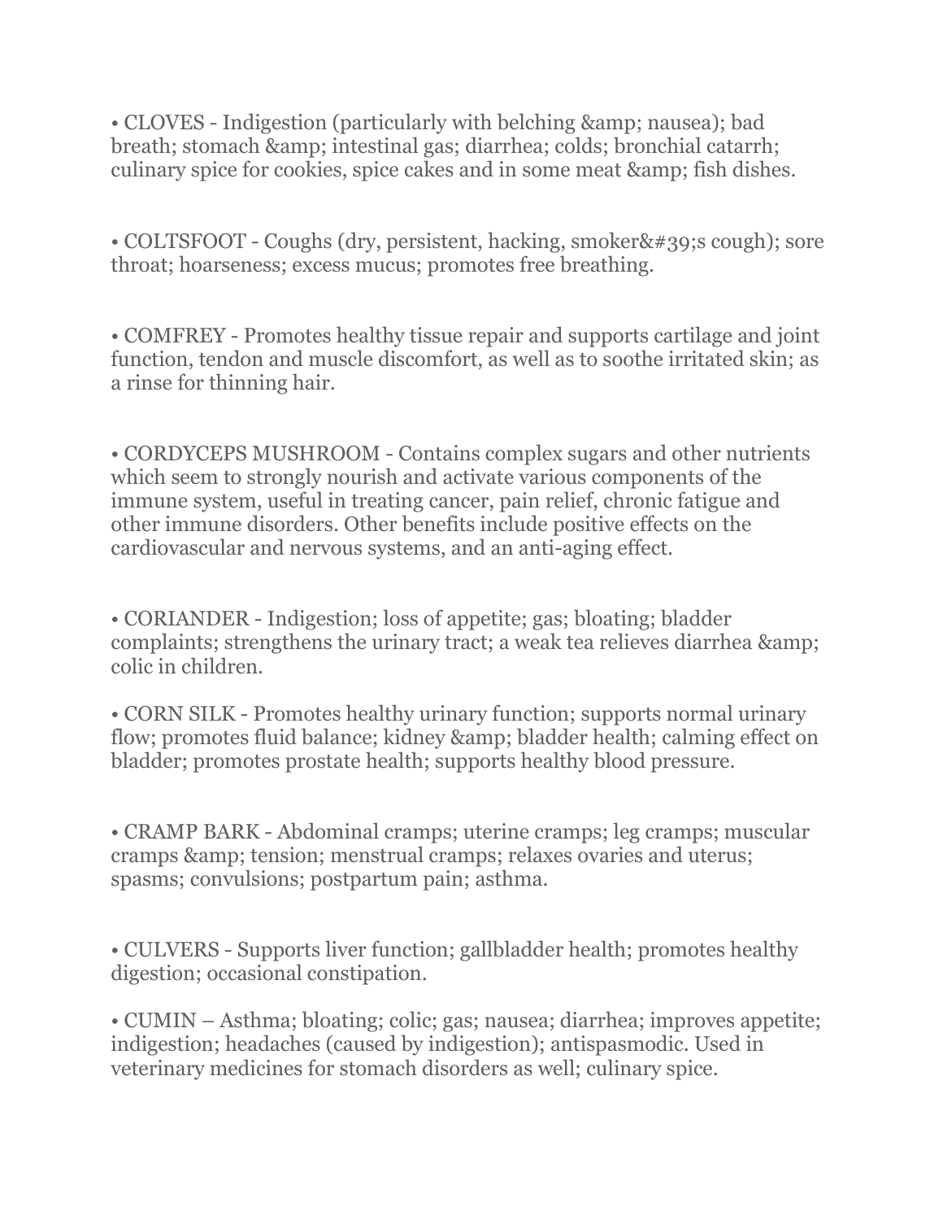- CLOVES - Indigestion (particularly with belching &amp; nausea); bad breath; stomach &amp; intestinal gas; diarrhea; colds; bronchial catarrh; culinary spice for cookies, spice cakes and in some meat &amp; fish dishes.

- COLTSFOOT - Coughs (dry, persistent, hacking, smoker&#39;s cough); sore throat; hoarseness; excess mucus; promotes free breathing.

- COMFREY - Promotes healthy tissue repair and supports cartilage and joint function, tendon and muscle discomfort, as well as to soothe irritated skin; as a rinse for thinning hair.

- CORDYCEPS MUSHROOM - Contains complex sugars and other nutrients which seem to strongly nourish and activate various components of the immune system, useful in treating cancer, pain relief, chronic fatigue and other immune disorders. Other benefits include positive effects on the cardiovascular and nervous systems, and an anti-aging effect.

- CORIANDER - Indigestion; loss of appetite; gas; bloating; bladder complaints; strengthens the urinary tract; a weak tea relieves diarrhea &amp; colic in children.

- CORN SILK - Promotes healthy urinary function; supports normal urinary flow; promotes fluid balance; kidney &amp; bladder health; calming effect on bladder; promotes prostate health; supports healthy blood pressure.

- CRAMP BARK - Abdominal cramps; uterine cramps; leg cramps; muscular cramps &amp; tension; menstrual cramps; relaxes ovaries and uterus; spasms; convulsions; postpartum pain; asthma.

- CULVERS - Supports liver function; gallbladder health; promotes healthy digestion; occasional constipation.

- CUMIN – Asthma; bloating; colic; gas; nausea; diarrhea; improves appetite; indigestion; headaches (caused by indigestion); antispasmodic. Used in veterinary medicines for stomach disorders as well; culinary spice.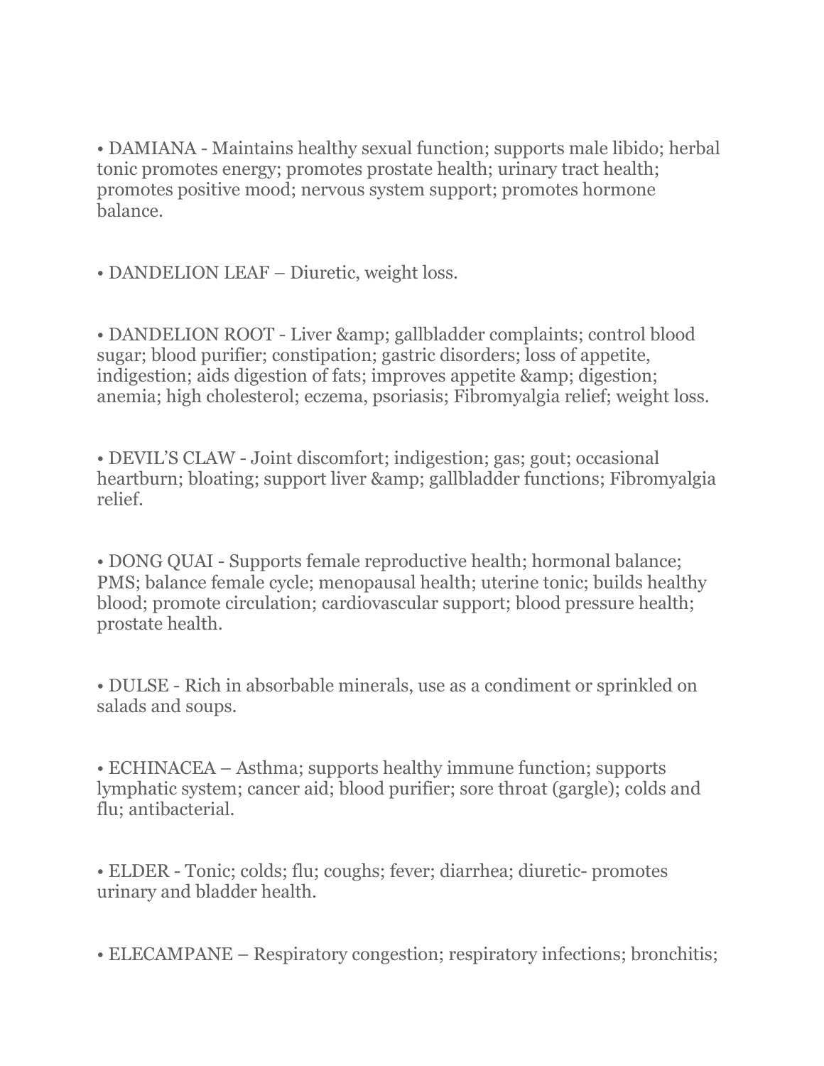- DAMIANA - Maintains healthy sexual function; supports male libido; herbal tonic promotes energy; promotes prostate health; urinary tract health; promotes positive mood; nervous system support; promotes hormone balance.

- DANDELION LEAF – Diuretic, weight loss.

- DANDELION ROOT - Liver &amp; gallbladder complaints; control blood sugar; blood purifier; constipation; gastric disorders; loss of appetite, indigestion; aids digestion of fats; improves appetite &amp; digestion; anemia; high cholesterol; eczema, psoriasis; Fibromyalgia relief; weight loss.

- DEVIL'S CLAW - Joint discomfort; indigestion; gas; gout; occasional heartburn; bloating; support liver &amp; gallbladder functions; Fibromyalgia relief.

- DONG QUAI - Supports female reproductive health; hormonal balance; PMS; balance female cycle; menopausal health; uterine tonic; builds healthy blood; promote circulation; cardiovascular support; blood pressure health; prostate health.

- DULSE - Rich in absorbable minerals, use as a condiment or sprinkled on salads and soups.

- ECHINACEA – Asthma; supports healthy immune function; supports lymphatic system; cancer aid; blood purifier; sore throat (gargle); colds and flu; antibacterial.

- ELDER - Tonic; colds; flu; coughs; fever; diarrhea; diuretic- promotes urinary and bladder health.

- ELECAMPANE – Respiratory congestion; respiratory infections; bronchitis;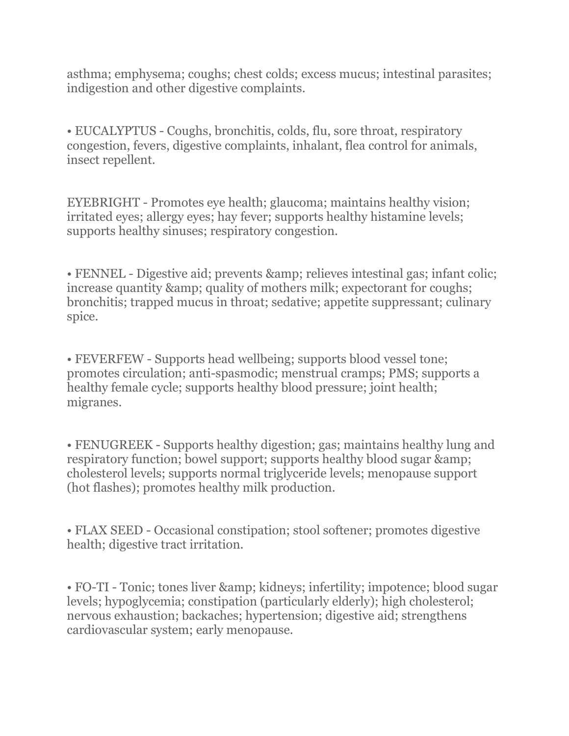asthma; emphysema; coughs; chest colds; excess mucus; intestinal parasites; indigestion and other digestive complaints.

• EUCALYPTUS - Coughs, bronchitis, colds, flu, sore throat, respiratory congestion, fevers, digestive complaints, inhalant, flea control for animals, insect repellent.

EYEBRIGHT - Promotes eye health; glaucoma; maintains healthy vision; irritated eyes; allergy eyes; hay fever; supports healthy histamine levels; supports healthy sinuses; respiratory congestion.

• FENNEL - Digestive aid; prevents &amp; relieves intestinal gas; infant colic; increase quantity &amp; quality of mothers milk; expectorant for coughs; bronchitis; trapped mucus in throat; sedative; appetite suppressant; culinary spice.

• FEVERFEW - Supports head wellbeing; supports blood vessel tone; promotes circulation; anti-spasmodic; menstrual cramps; PMS; supports a healthy female cycle; supports healthy blood pressure; joint health; migranes.

• FENUGREEK - Supports healthy digestion; gas; maintains healthy lung and respiratory function; bowel support; supports healthy blood sugar &amp; cholesterol levels; supports normal triglyceride levels; menopause support (hot flashes); promotes healthy milk production.

• FLAX SEED - Occasional constipation; stool softener; promotes digestive health; digestive tract irritation.

• FO-TI - Tonic; tones liver &amp; kidneys; infertility; impotence; blood sugar levels; hypoglycemia; constipation (particularly elderly); high cholesterol; nervous exhaustion; backaches; hypertension; digestive aid; strengthens cardiovascular system; early menopause.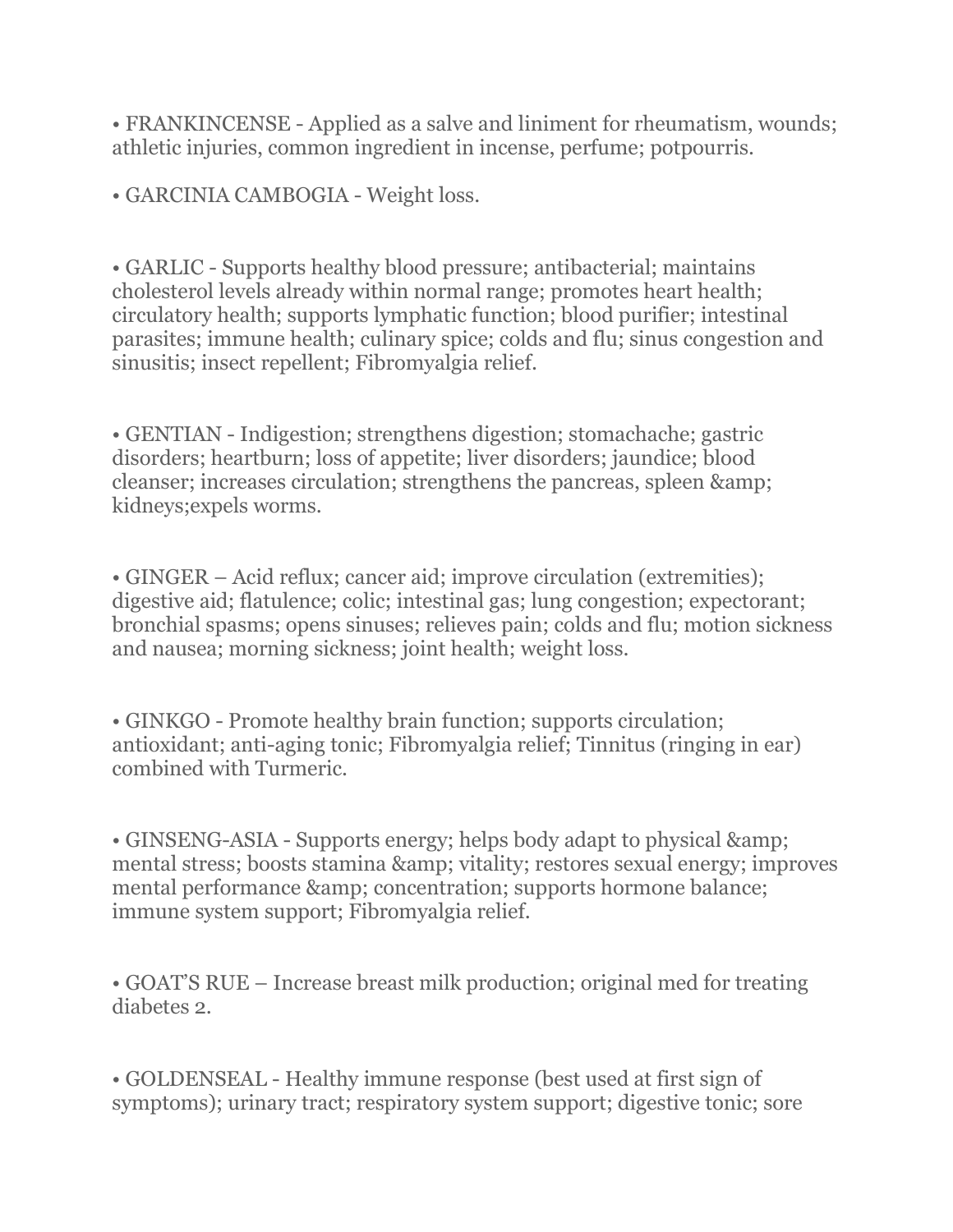• FRANKINCENSE - Applied as a salve and liniment for rheumatism, wounds; athletic injuries, common ingredient in incense, perfume; potpourris.

• GARCINIA CAMBOGIA - Weight loss.

• GARLIC - Supports healthy blood pressure; antibacterial; maintains cholesterol levels already within normal range; promotes heart health; circulatory health; supports lymphatic function; blood purifier; intestinal parasites; immune health; culinary spice; colds and flu; sinus congestion and sinusitis; insect repellent; Fibromyalgia relief.

• GENTIAN - Indigestion; strengthens digestion; stomachache; gastric disorders; heartburn; loss of appetite; liver disorders; jaundice; blood cleanser; increases circulation; strengthens the pancreas, spleen &amp; kidneys;expels worms.

• GINGER – Acid reflux; cancer aid; improve circulation (extremities); digestive aid; flatulence; colic; intestinal gas; lung congestion; expectorant; bronchial spasms; opens sinuses; relieves pain; colds and flu; motion sickness and nausea; morning sickness; joint health; weight loss.

• GINKGO - Promote healthy brain function; supports circulation; antioxidant; anti-aging tonic; Fibromyalgia relief; Tinnitus (ringing in ear) combined with Turmeric.

• GINSENG-ASIA - Supports energy; helps body adapt to physical &amp; mental stress; boosts stamina &amp; vitality; restores sexual energy; improves mental performance &amp; concentration; supports hormone balance; immune system support; Fibromyalgia relief.

• GOAT'S RUE – Increase breast milk production; original med for treating diabetes 2.

• GOLDENSEAL - Healthy immune response (best used at first sign of symptoms); urinary tract; respiratory system support; digestive tonic; sore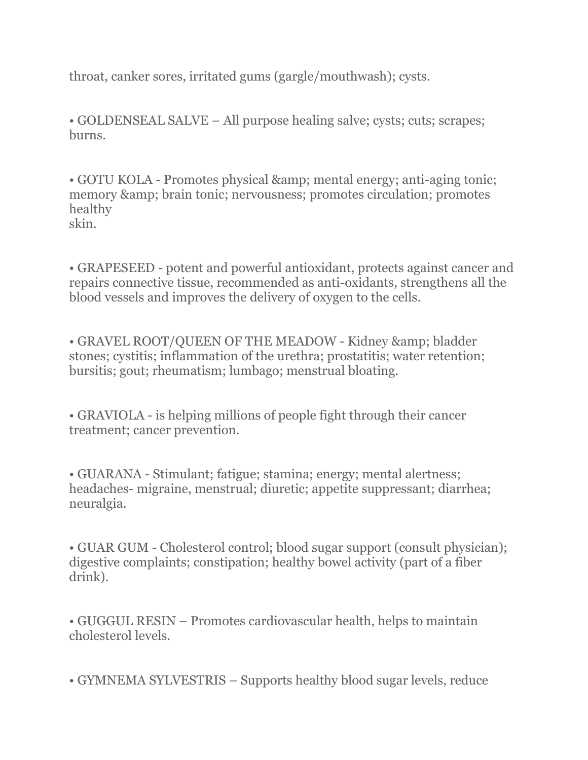throat, canker sores, irritated gums (gargle/mouthwash); cysts.

- GOLDENSEAL SALVE – All purpose healing salve; cysts; cuts; scrapes; burns.

- GOTU KOLA - Promotes physical &amp; mental energy; anti-aging tonic; memory &amp; brain tonic; nervousness; promotes circulation; promotes healthy skin.

- GRAPESEED - potent and powerful antioxidant, protects against cancer and repairs connective tissue, recommended as anti-oxidants, strengthens all the blood vessels and improves the delivery of oxygen to the cells.

- GRAVEL ROOT/QUEEN OF THE MEADOW - Kidney &amp; bladder stones; cystitis; inflammation of the urethra; prostatitis; water retention; bursitis; gout; rheumatism; lumbago; menstrual bloating.

- GRAVIOLA - is helping millions of people fight through their cancer treatment; cancer prevention.

- GUARANA - Stimulant; fatigue; stamina; energy; mental alertness; headaches- migraine, menstrual; diuretic; appetite suppressant; diarrhea; neuralgia.

- GUAR GUM - Cholesterol control; blood sugar support (consult physician); digestive complaints; constipation; healthy bowel activity (part of a fiber drink).

- GUGGUL RESIN – Promotes cardiovascular health, helps to maintain cholesterol levels.

- GYMNEMA SYLVESTRIS – Supports healthy blood sugar levels, reduce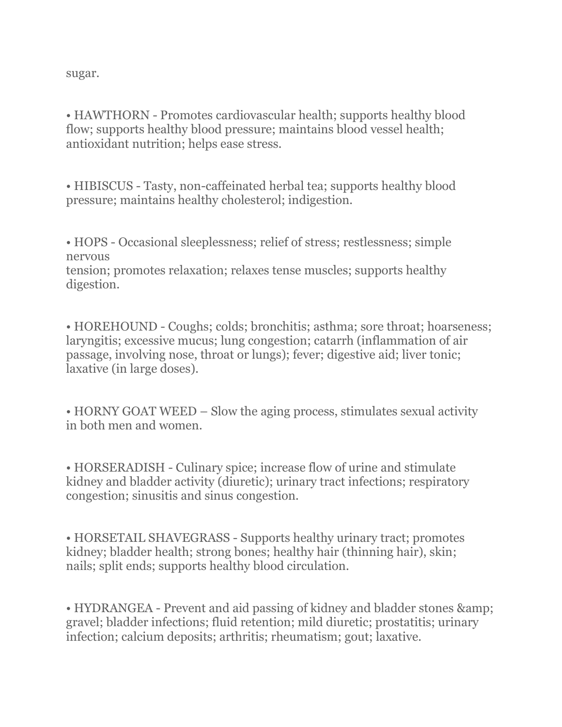sugar.

- HAWTHORN - Promotes cardiovascular health; supports healthy blood flow; supports healthy blood pressure; maintains blood vessel health; antioxidant nutrition; helps ease stress.

- HIBISCUS - Tasty, non-caffeinated herbal tea; supports healthy blood pressure; maintains healthy cholesterol; indigestion.

- HOPS - Occasional sleeplessness; relief of stress; restlessness; simple nervous tension; promotes relaxation; relaxes tense muscles; supports healthy digestion.

- HOREHOUND - Coughs; colds; bronchitis; asthma; sore throat; hoarseness; laryngitis; excessive mucus; lung congestion; catarrh (inflammation of air passage, involving nose, throat or lungs); fever; digestive aid; liver tonic; laxative (in large doses).

- HORNY GOAT WEED – Slow the aging process, stimulates sexual activity in both men and women.

- HORSERADISH - Culinary spice; increase flow of urine and stimulate kidney and bladder activity (diuretic); urinary tract infections; respiratory congestion; sinusitis and sinus congestion.

- HORSETAIL SHAVEGRASS - Supports healthy urinary tract; promotes kidney; bladder health; strong bones; healthy hair (thinning hair), skin; nails; split ends; supports healthy blood circulation.

- HYDRANGEA - Prevent and aid passing of kidney and bladder stones &amp; gravel; bladder infections; fluid retention; mild diuretic; prostatitis; urinary infection; calcium deposits; arthritis; rheumatism; gout; laxative.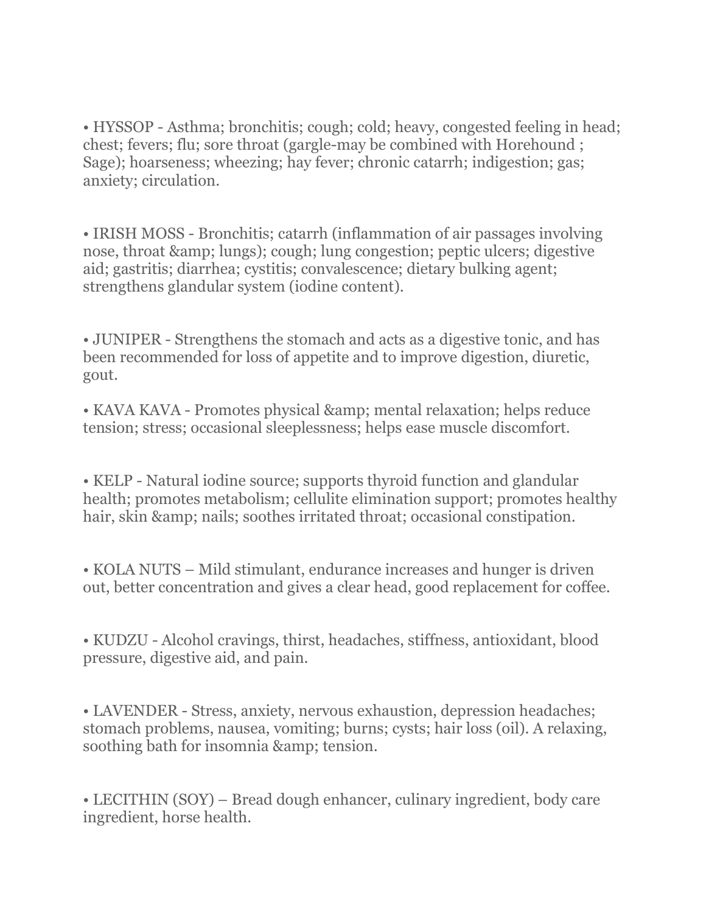• HYSSOP - Asthma; bronchitis; cough; cold; heavy, congested feeling in head; chest; fevers; flu; sore throat (gargle-may be combined with Horehound ; Sage); hoarseness; wheezing; hay fever; chronic catarrh; indigestion; gas; anxiety; circulation.

• IRISH MOSS - Bronchitis; catarrh (inflammation of air passages involving nose, throat &amp; lungs); cough; lung congestion; peptic ulcers; digestive aid; gastritis; diarrhea; cystitis; convalescence; dietary bulking agent; strengthens glandular system (iodine content).

• JUNIPER - Strengthens the stomach and acts as a digestive tonic, and has been recommended for loss of appetite and to improve digestion, diuretic, gout.

• KAVA KAVA - Promotes physical &amp; mental relaxation; helps reduce tension; stress; occasional sleeplessness; helps ease muscle discomfort.

• KELP - Natural iodine source; supports thyroid function and glandular health; promotes metabolism; cellulite elimination support; promotes healthy hair, skin &amp; nails; soothes irritated throat; occasional constipation.

• KOLA NUTS – Mild stimulant, endurance increases and hunger is driven out, better concentration and gives a clear head, good replacement for coffee.

• KUDZU - Alcohol cravings, thirst, headaches, stiffness, antioxidant, blood pressure, digestive aid, and pain.

• LAVENDER - Stress, anxiety, nervous exhaustion, depression headaches; stomach problems, nausea, vomiting; burns; cysts; hair loss (oil). A relaxing, soothing bath for insomnia &amp; tension.

• LECITHIN (SOY) – Bread dough enhancer, culinary ingredient, body care ingredient, horse health.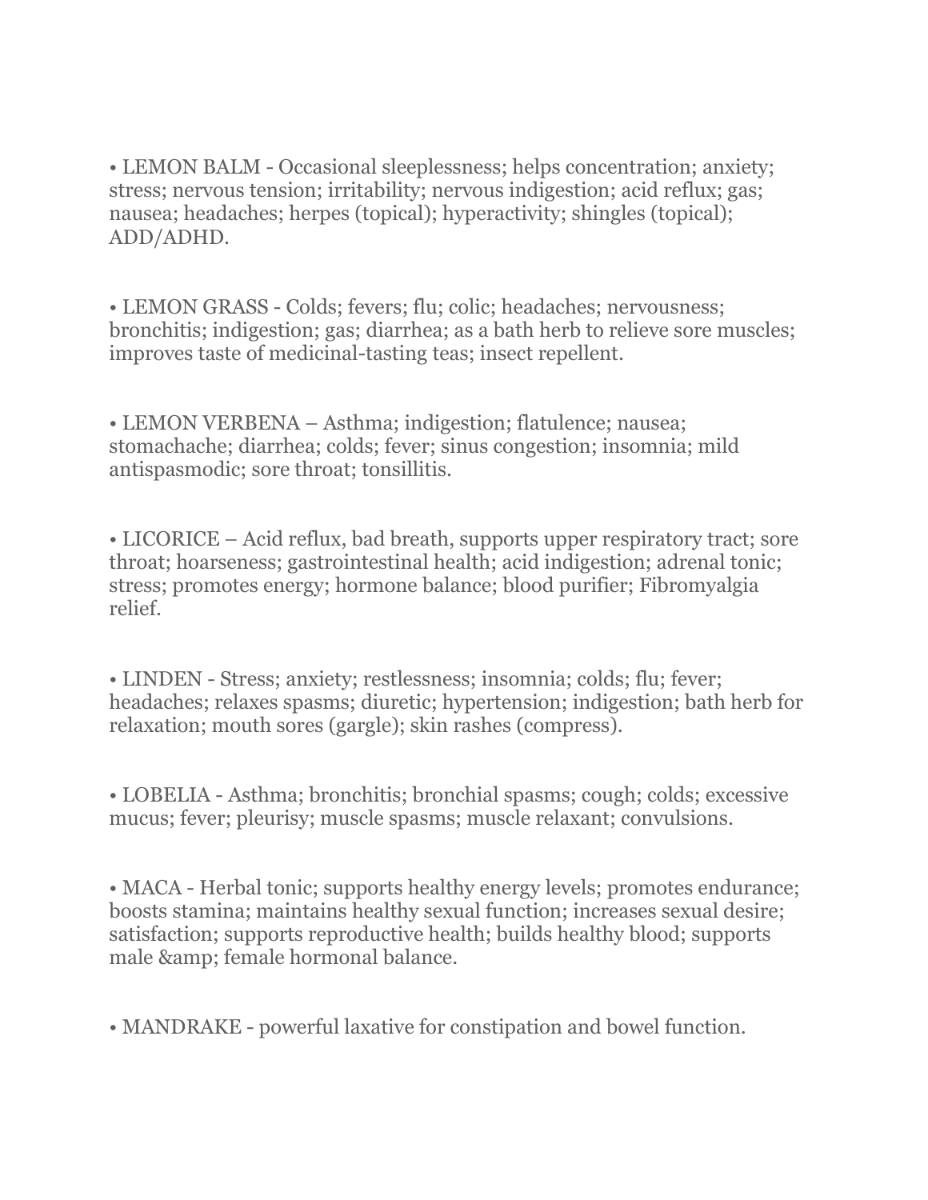• LEMON BALM - Occasional sleeplessness; helps concentration; anxiety; stress; nervous tension; irritability; nervous indigestion; acid reflux; gas; nausea; headaches; herpes (topical); hyperactivity; shingles (topical); ADD/ADHD.

• LEMON GRASS - Colds; fevers; flu; colic; headaches; nervousness; bronchitis; indigestion; gas; diarrhea; as a bath herb to relieve sore muscles; improves taste of medicinal-tasting teas; insect repellent.

• LEMON VERBENA – Asthma; indigestion; flatulence; nausea; stomachache; diarrhea; colds; fever; sinus congestion; insomnia; mild antispasmodic; sore throat; tonsillitis.

• LICORICE – Acid reflux, bad breath, supports upper respiratory tract; sore throat; hoarseness; gastrointestinal health; acid indigestion; adrenal tonic; stress; promotes energy; hormone balance; blood purifier; Fibromyalgia relief.

• LINDEN - Stress; anxiety; restlessness; insomnia; colds; flu; fever; headaches; relaxes spasms; diuretic; hypertension; indigestion; bath herb for relaxation; mouth sores (gargle); skin rashes (compress).

• LOBELIA - Asthma; bronchitis; bronchial spasms; cough; colds; excessive mucus; fever; pleurisy; muscle spasms; muscle relaxant; convulsions.

• MACA - Herbal tonic; supports healthy energy levels; promotes endurance; boosts stamina; maintains healthy sexual function; increases sexual desire; satisfaction; supports reproductive health; builds healthy blood; supports male &amp; female hormonal balance.

• MANDRAKE - powerful laxative for constipation and bowel function.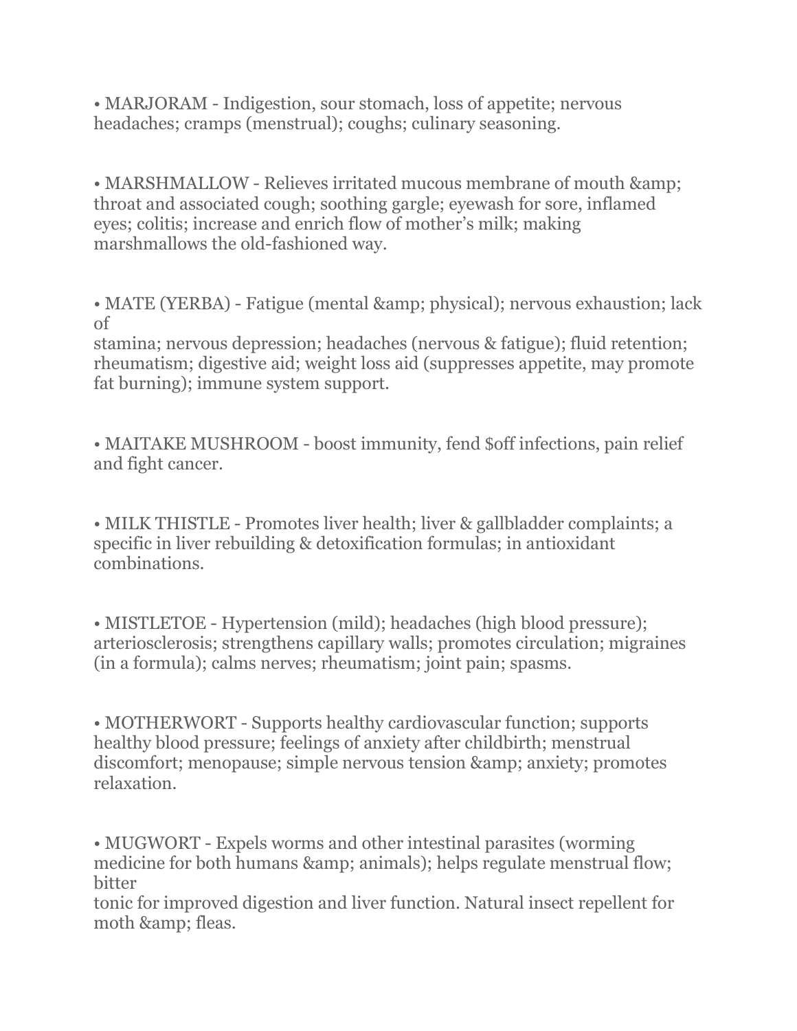• MARJORAM - Indigestion, sour stomach, loss of appetite; nervous headaches; cramps (menstrual); coughs; culinary seasoning.

• MARSHMALLOW - Relieves irritated mucous membrane of mouth &amp; throat and associated cough; soothing gargle; eyewash for sore, inflamed eyes; colitis; increase and enrich flow of mother's milk; making marshmallows the old-fashioned way.

• MATE (YERBA) - Fatigue (mental &amp; physical); nervous exhaustion; lack of stamina; nervous depression; headaches (nervous & fatigue); fluid retention; rheumatism; digestive aid; weight loss aid (suppresses appetite, may promote fat burning); immune system support.

• MAITAKE MUSHROOM - boost immunity, fend $off infections, pain relief and fight cancer.

• MILK THISTLE - Promotes liver health; liver & gallbladder complaints; a specific in liver rebuilding & detoxification formulas; in antioxidant combinations.

• MISTLETOE - Hypertension (mild); headaches (high blood pressure); arteriosclerosis; strengthens capillary walls; promotes circulation; migraines (in a formula); calms nerves; rheumatism; joint pain; spasms.

• MOTHERWORT - Supports healthy cardiovascular function; supports healthy blood pressure; feelings of anxiety after childbirth; menstrual discomfort; menopause; simple nervous tension &amp; anxiety; promotes relaxation.

• MUGWORT - Expels worms and other intestinal parasites (worming medicine for both humans &amp; animals); helps regulate menstrual flow; bitter tonic for improved digestion and liver function. Natural insect repellent for moth &amp; fleas.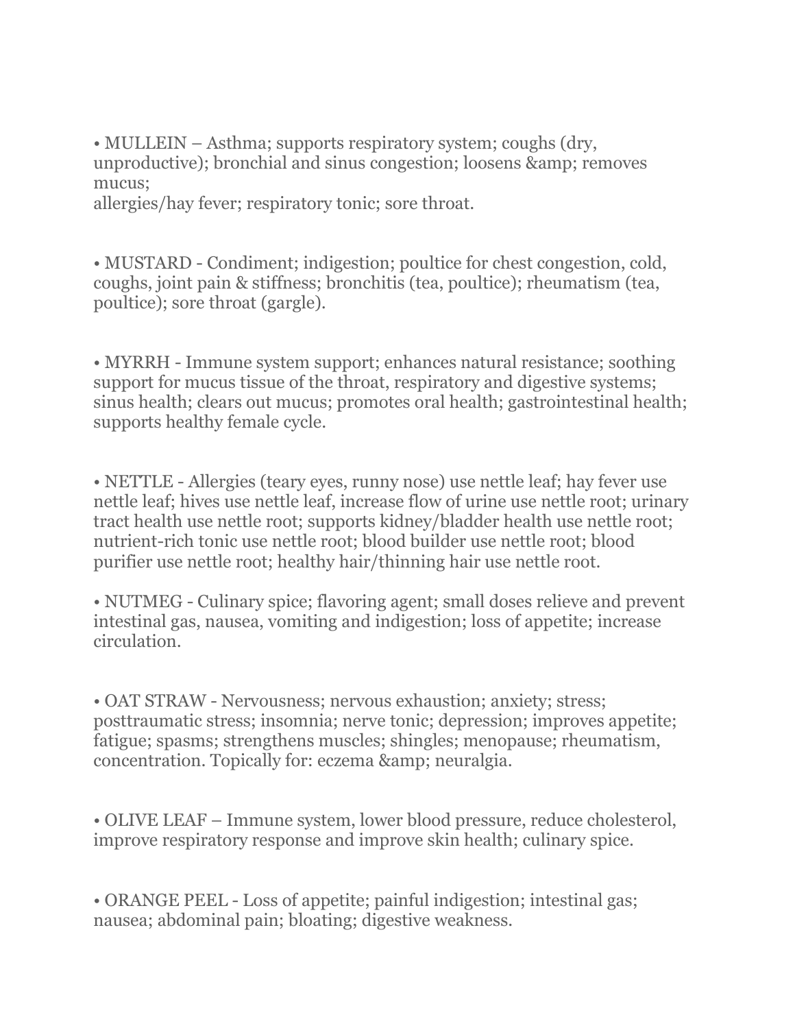• MULLEIN – Asthma; supports respiratory system; coughs (dry, unproductive); bronchial and sinus congestion; loosens &amp; removes mucus;
allergies/hay fever; respiratory tonic; sore throat.

• MUSTARD - Condiment; indigestion; poultice for chest congestion, cold, coughs, joint pain & stiffness; bronchitis (tea, poultice); rheumatism (tea, poultice); sore throat (gargle).

• MYRRH - Immune system support; enhances natural resistance; soothing support for mucus tissue of the throat, respiratory and digestive systems; sinus health; clears out mucus; promotes oral health; gastrointestinal health; supports healthy female cycle.

• NETTLE - Allergies (teary eyes, runny nose) use nettle leaf; hay fever use nettle leaf; hives use nettle leaf, increase flow of urine use nettle root; urinary tract health use nettle root; supports kidney/bladder health use nettle root; nutrient-rich tonic use nettle root; blood builder use nettle root; blood purifier use nettle root; healthy hair/thinning hair use nettle root.

• NUTMEG - Culinary spice; flavoring agent; small doses relieve and prevent intestinal gas, nausea, vomiting and indigestion; loss of appetite; increase circulation.

• OAT STRAW - Nervousness; nervous exhaustion; anxiety; stress; posttraumatic stress; insomnia; nerve tonic; depression; improves appetite; fatigue; spasms; strengthens muscles; shingles; menopause; rheumatism, concentration. Topically for: eczema &amp; neuralgia.

• OLIVE LEAF – Immune system, lower blood pressure, reduce cholesterol, improve respiratory response and improve skin health; culinary spice.

• ORANGE PEEL - Loss of appetite; painful indigestion; intestinal gas; nausea; abdominal pain; bloating; digestive weakness.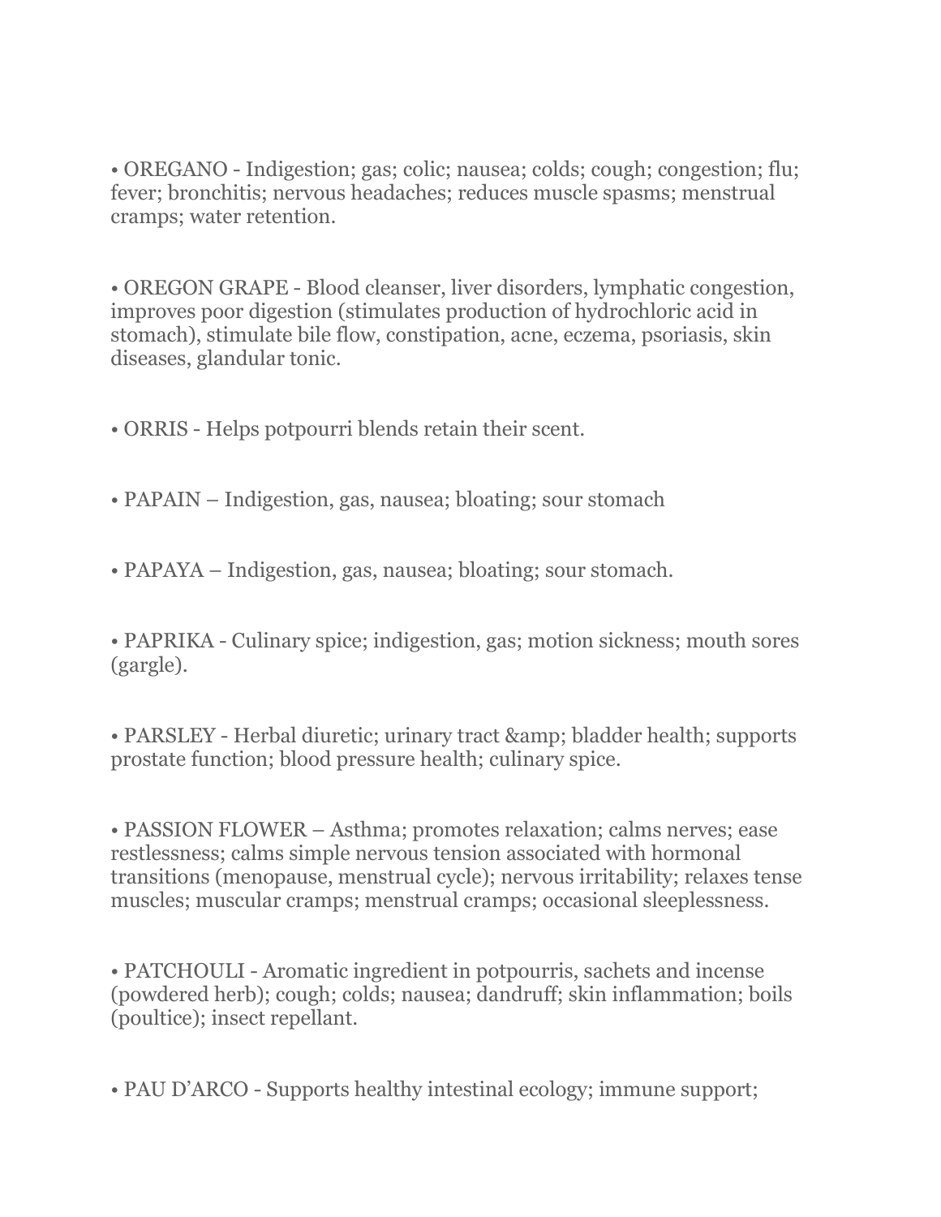• OREGANO - Indigestion; gas; colic; nausea; colds; cough; congestion; flu; fever; bronchitis; nervous headaches; reduces muscle spasms; menstrual cramps; water retention.

• OREGON GRAPE - Blood cleanser, liver disorders, lymphatic congestion, improves poor digestion (stimulates production of hydrochloric acid in stomach), stimulate bile flow, constipation, acne, eczema, psoriasis, skin diseases, glandular tonic.

• ORRIS - Helps potpourri blends retain their scent.

• PAPAIN – Indigestion, gas, nausea; bloating; sour stomach

• PAPAYA – Indigestion, gas, nausea; bloating; sour stomach.

• PAPRIKA - Culinary spice; indigestion, gas; motion sickness; mouth sores (gargle).

• PARSLEY - Herbal diuretic; urinary tract &amp; bladder health; supports prostate function; blood pressure health; culinary spice.

• PASSION FLOWER – Asthma; promotes relaxation; calms nerves; ease restlessness; calms simple nervous tension associated with hormonal transitions (menopause, menstrual cycle); nervous irritability; relaxes tense muscles; muscular cramps; menstrual cramps; occasional sleeplessness.

• PATCHOULI - Aromatic ingredient in potpourris, sachets and incense (powdered herb); cough; colds; nausea; dandruff; skin inflammation; boils (poultice); insect repellant.

• PAU D'ARCO - Supports healthy intestinal ecology; immune support;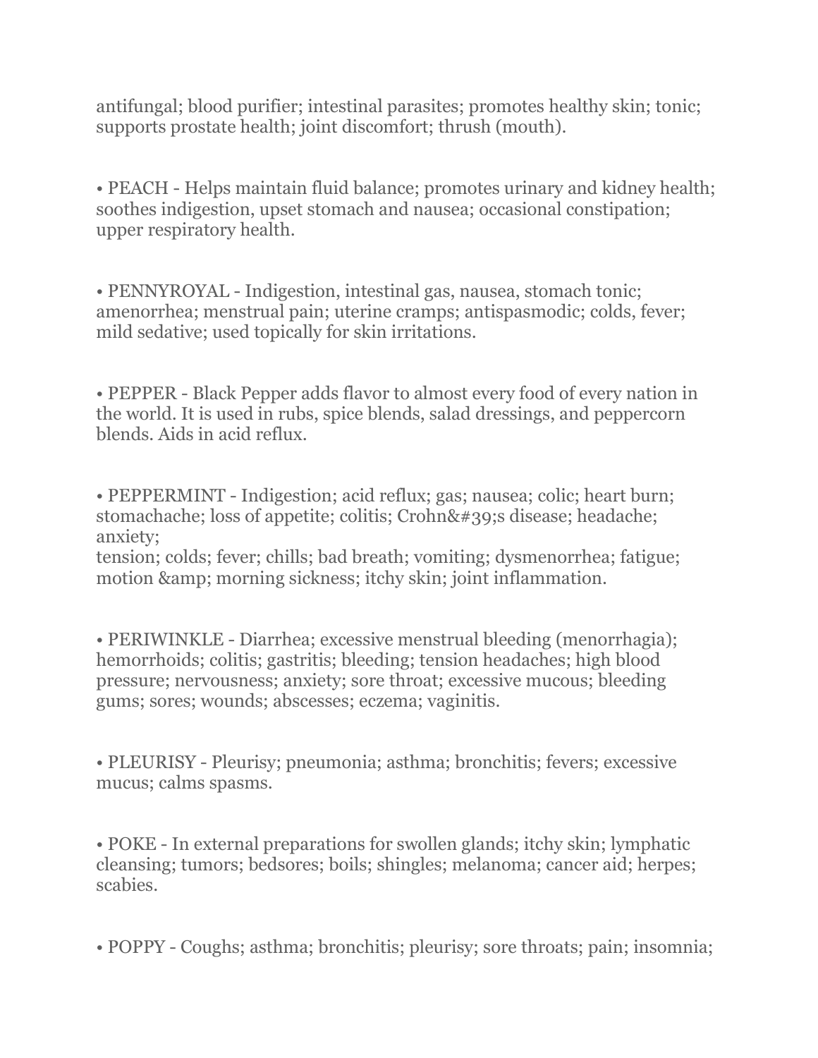antifungal; blood purifier; intestinal parasites; promotes healthy skin; tonic; supports prostate health; joint discomfort; thrush (mouth).

• PEACH - Helps maintain fluid balance; promotes urinary and kidney health; soothes indigestion, upset stomach and nausea; occasional constipation; upper respiratory health.

• PENNYROYAL - Indigestion, intestinal gas, nausea, stomach tonic; amenorrhea; menstrual pain; uterine cramps; antispasmodic; colds, fever; mild sedative; used topically for skin irritations.

• PEPPER - Black Pepper adds flavor to almost every food of every nation in the world. It is used in rubs, spice blends, salad dressings, and peppercorn blends. Aids in acid reflux.

• PEPPERMINT - Indigestion; acid reflux; gas; nausea; colic; heart burn; stomachache; loss of appetite; colitis; Crohn&#39;s disease; headache; anxiety;
tension; colds; fever; chills; bad breath; vomiting; dysmenorrhea; fatigue; motion &amp; morning sickness; itchy skin; joint inflammation.

• PERIWINKLE - Diarrhea; excessive menstrual bleeding (menorrhagia); hemorrhoids; colitis; gastritis; bleeding; tension headaches; high blood pressure; nervousness; anxiety; sore throat; excessive mucous; bleeding gums; sores; wounds; abscesses; eczema; vaginitis.

• PLEURISY - Pleurisy; pneumonia; asthma; bronchitis; fevers; excessive mucus; calms spasms.

• POKE - In external preparations for swollen glands; itchy skin; lymphatic cleansing; tumors; bedsores; boils; shingles; melanoma; cancer aid; herpes; scabies.

• POPPY - Coughs; asthma; bronchitis; pleurisy; sore throats; pain; insomnia;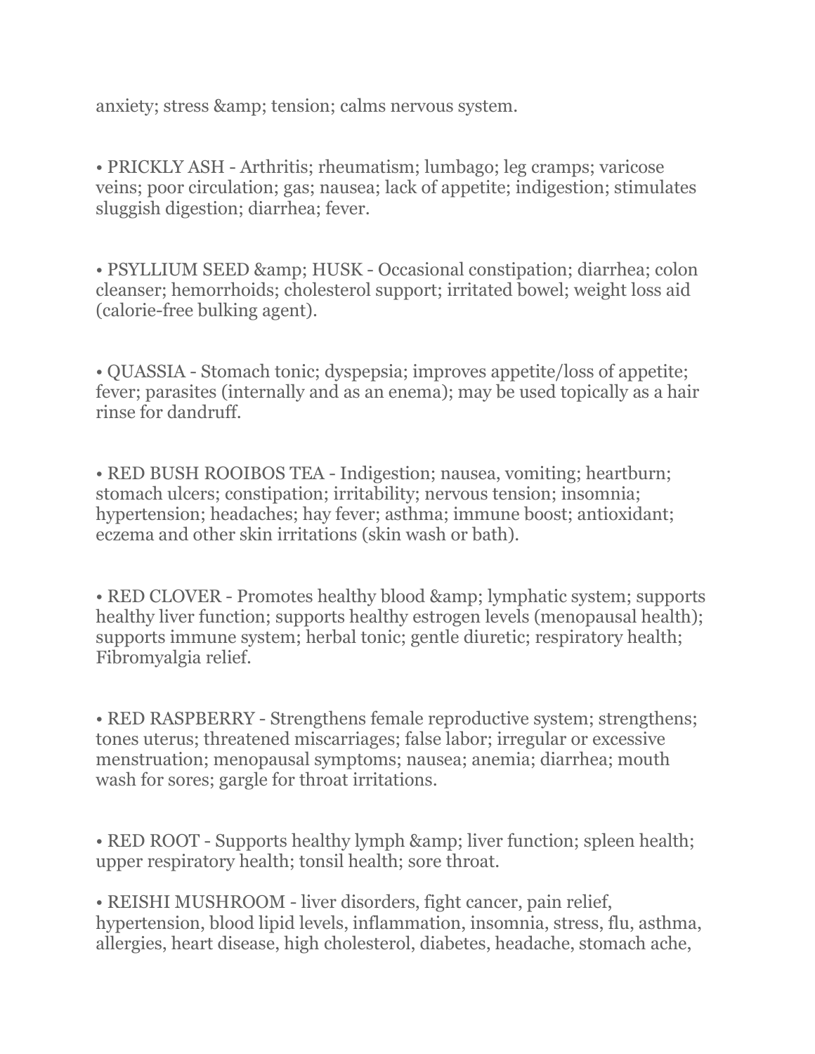anxiety; stress &amp; tension; calms nervous system.

• PRICKLY ASH - Arthritis; rheumatism; lumbago; leg cramps; varicose veins; poor circulation; gas; nausea; lack of appetite; indigestion; stimulates sluggish digestion; diarrhea; fever.

• PSYLLIUM SEED &amp; HUSK - Occasional constipation; diarrhea; colon cleanser; hemorrhoids; cholesterol support; irritated bowel; weight loss aid (calorie-free bulking agent).

• QUASSIA - Stomach tonic; dyspepsia; improves appetite/loss of appetite; fever; parasites (internally and as an enema); may be used topically as a hair rinse for dandruff.

• RED BUSH ROOIBOS TEA - Indigestion; nausea, vomiting; heartburn; stomach ulcers; constipation; irritability; nervous tension; insomnia; hypertension; headaches; hay fever; asthma; immune boost; antioxidant; eczema and other skin irritations (skin wash or bath).

• RED CLOVER - Promotes healthy blood &amp; lymphatic system; supports healthy liver function; supports healthy estrogen levels (menopausal health); supports immune system; herbal tonic; gentle diuretic; respiratory health; Fibromyalgia relief.

• RED RASPBERRY - Strengthens female reproductive system; strengthens; tones uterus; threatened miscarriages; false labor; irregular or excessive menstruation; menopausal symptoms; nausea; anemia; diarrhea; mouth wash for sores; gargle for throat irritations.

• RED ROOT - Supports healthy lymph &amp; liver function; spleen health; upper respiratory health; tonsil health; sore throat.

• REISHI MUSHROOM - liver disorders, fight cancer, pain relief, hypertension, blood lipid levels, inflammation, insomnia, stress, flu, asthma, allergies, heart disease, high cholesterol, diabetes, headache, stomach ache,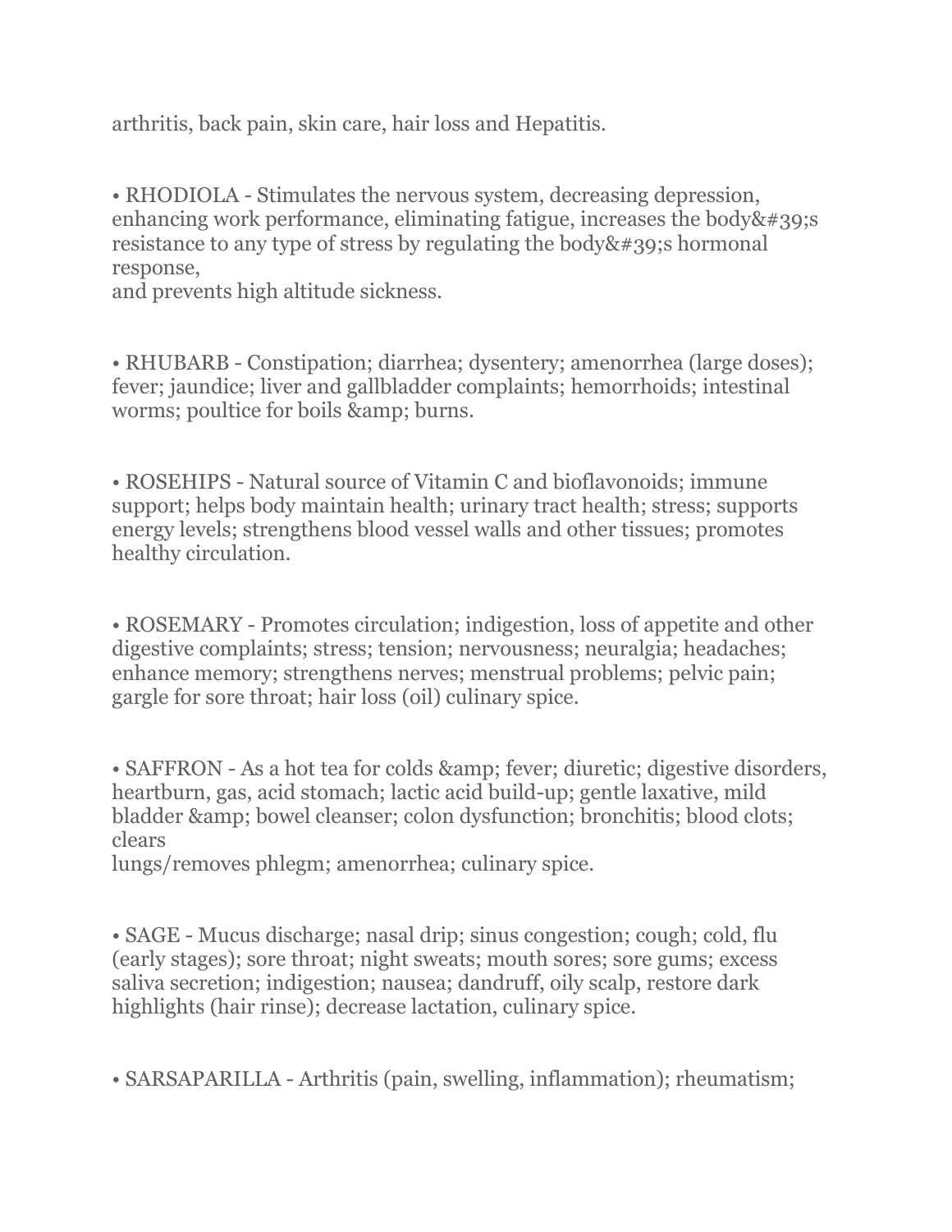arthritis, back pain, skin care, hair loss and Hepatitis.

• RHODIOLA - Stimulates the nervous system, decreasing depression, enhancing work performance, eliminating fatigue, increases the body&#39;s resistance to any type of stress by regulating the body&#39;s hormonal response,
and prevents high altitude sickness.

• RHUBARB - Constipation; diarrhea; dysentery; amenorrhea (large doses); fever; jaundice; liver and gallbladder complaints; hemorrhoids; intestinal worms; poultice for boils &amp; burns.

• ROSEHIPS - Natural source of Vitamin C and bioflavonoids; immune support; helps body maintain health; urinary tract health; stress; supports energy levels; strengthens blood vessel walls and other tissues; promotes healthy circulation.

• ROSEMARY - Promotes circulation; indigestion, loss of appetite and other digestive complaints; stress; tension; nervousness; neuralgia; headaches; enhance memory; strengthens nerves; menstrual problems; pelvic pain; gargle for sore throat; hair loss (oil) culinary spice.

• SAFFRON - As a hot tea for colds &amp; fever; diuretic; digestive disorders, heartburn, gas, acid stomach; lactic acid build-up; gentle laxative, mild bladder &amp; bowel cleanser; colon dysfunction; bronchitis; blood clots; clears
lungs/removes phlegm; amenorrhea; culinary spice.

• SAGE - Mucus discharge; nasal drip; sinus congestion; cough; cold, flu (early stages); sore throat; night sweats; mouth sores; sore gums; excess saliva secretion; indigestion; nausea; dandruff, oily scalp, restore dark highlights (hair rinse); decrease lactation, culinary spice.

• SARSAPARILLA - Arthritis (pain, swelling, inflammation); rheumatism;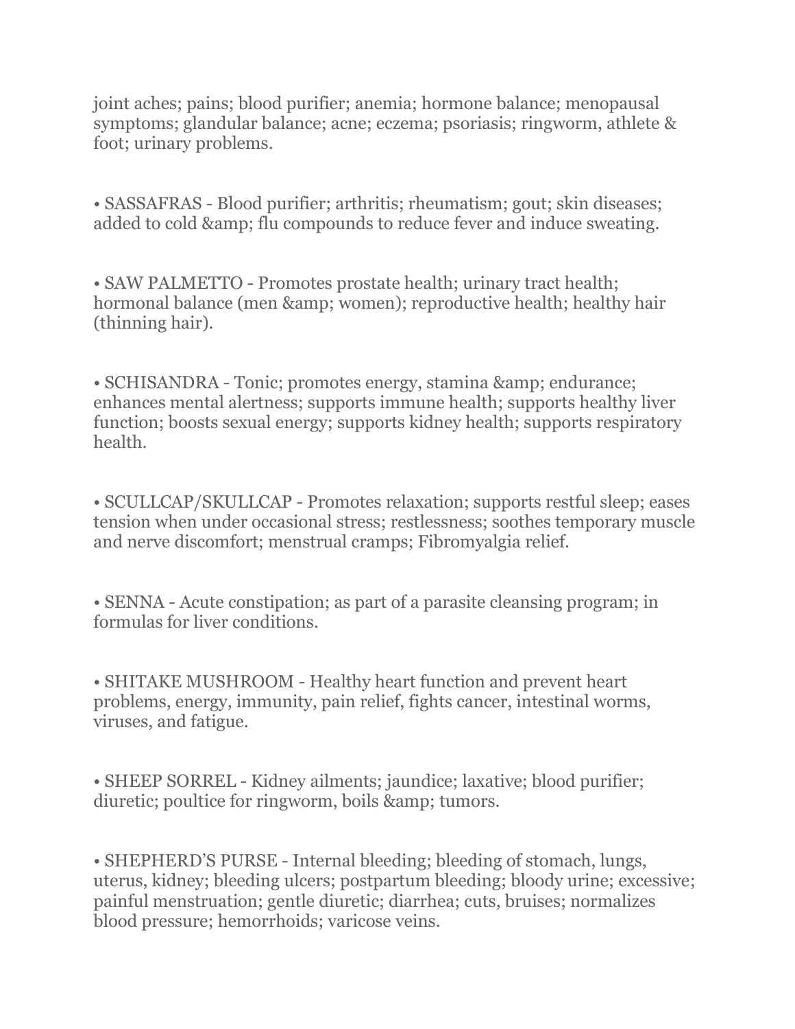joint aches; pains; blood purifier; anemia; hormone balance; menopausal symptoms; glandular balance; acne; eczema; psoriasis; ringworm, athlete & foot; urinary problems.

• SASSAFRAS - Blood purifier; arthritis; rheumatism; gout; skin diseases; added to cold &amp; flu compounds to reduce fever and induce sweating.

• SAW PALMETTO - Promotes prostate health; urinary tract health; hormonal balance (men &amp; women); reproductive health; healthy hair (thinning hair).

• SCHISANDRA - Tonic; promotes energy, stamina &amp; endurance; enhances mental alertness; supports immune health; supports healthy liver function; boosts sexual energy; supports kidney health; supports respiratory health.

• SCULLCAP/SKULLCAP - Promotes relaxation; supports restful sleep; eases tension when under occasional stress; restlessness; soothes temporary muscle and nerve discomfort; menstrual cramps; Fibromyalgia relief.

• SENNA - Acute constipation; as part of a parasite cleansing program; in formulas for liver conditions.

• SHITAKE MUSHROOM - Healthy heart function and prevent heart problems, energy, immunity, pain relief, fights cancer, intestinal worms, viruses, and fatigue.

• SHEEP SORREL - Kidney ailments; jaundice; laxative; blood purifier; diuretic; poultice for ringworm, boils &amp; tumors.

• SHEPHERD'S PURSE - Internal bleeding; bleeding of stomach, lungs, uterus, kidney; bleeding ulcers; postpartum bleeding; bloody urine; excessive; painful menstruation; gentle diuretic; diarrhea; cuts, bruises; normalizes blood pressure; hemorrhoids; varicose veins.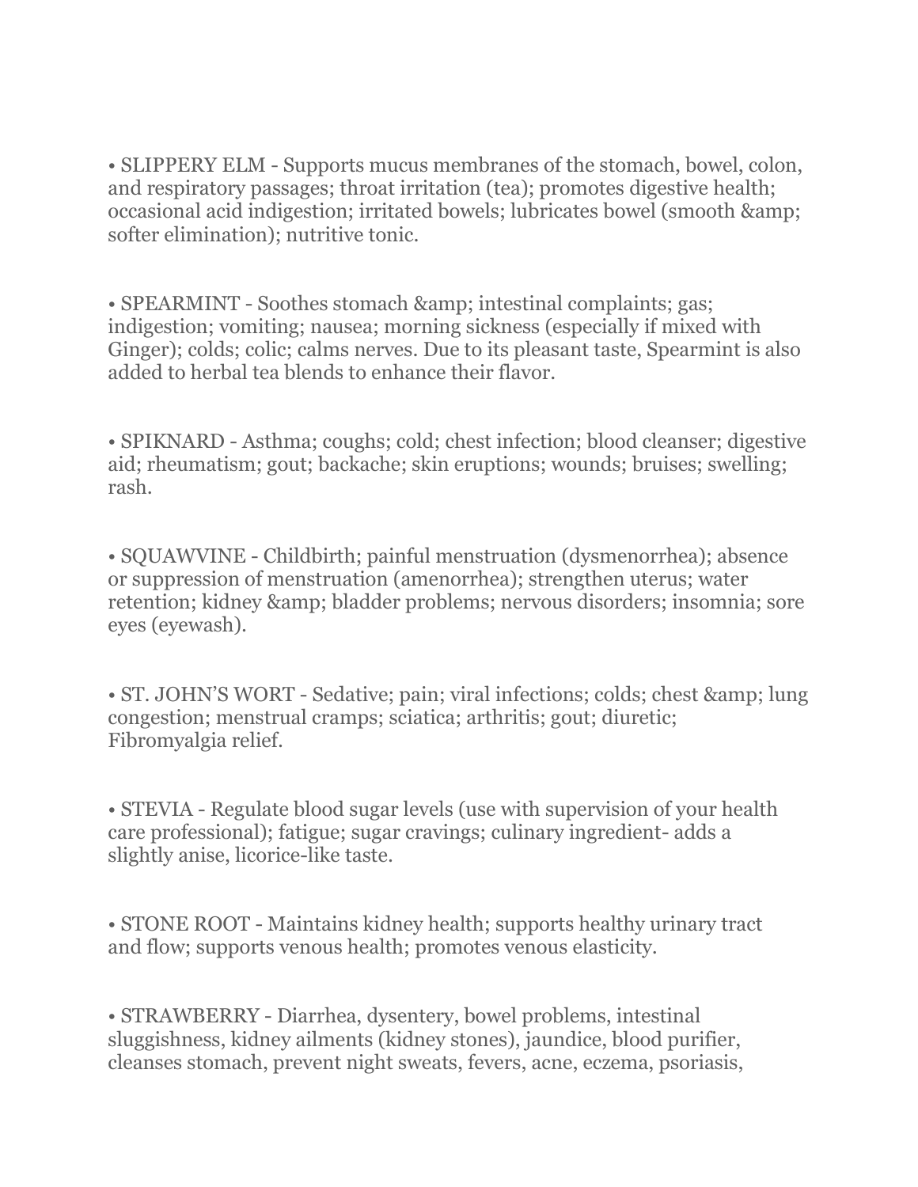• SLIPPERY ELM - Supports mucus membranes of the stomach, bowel, colon, and respiratory passages; throat irritation (tea); promotes digestive health; occasional acid indigestion; irritated bowels; lubricates bowel (smooth &amp; softer elimination); nutritive tonic.

• SPEARMINT - Soothes stomach &amp; intestinal complaints; gas; indigestion; vomiting; nausea; morning sickness (especially if mixed with Ginger); colds; colic; calms nerves. Due to its pleasant taste, Spearmint is also added to herbal tea blends to enhance their flavor.

• SPIKNARD - Asthma; coughs; cold; chest infection; blood cleanser; digestive aid; rheumatism; gout; backache; skin eruptions; wounds; bruises; swelling; rash.

• SQUAWVINE - Childbirth; painful menstruation (dysmenorrhea); absence or suppression of menstruation (amenorrhea); strengthen uterus; water retention; kidney &amp; bladder problems; nervous disorders; insomnia; sore eyes (eyewash).

• ST. JOHN'S WORT - Sedative; pain; viral infections; colds; chest &amp; lung congestion; menstrual cramps; sciatica; arthritis; gout; diuretic; Fibromyalgia relief.

• STEVIA - Regulate blood sugar levels (use with supervision of your health care professional); fatigue; sugar cravings; culinary ingredient- adds a slightly anise, licorice-like taste.

• STONE ROOT - Maintains kidney health; supports healthy urinary tract and flow; supports venous health; promotes venous elasticity.

• STRAWBERRY - Diarrhea, dysentery, bowel problems, intestinal sluggishness, kidney ailments (kidney stones), jaundice, blood purifier, cleanses stomach, prevent night sweats, fevers, acne, eczema, psoriasis,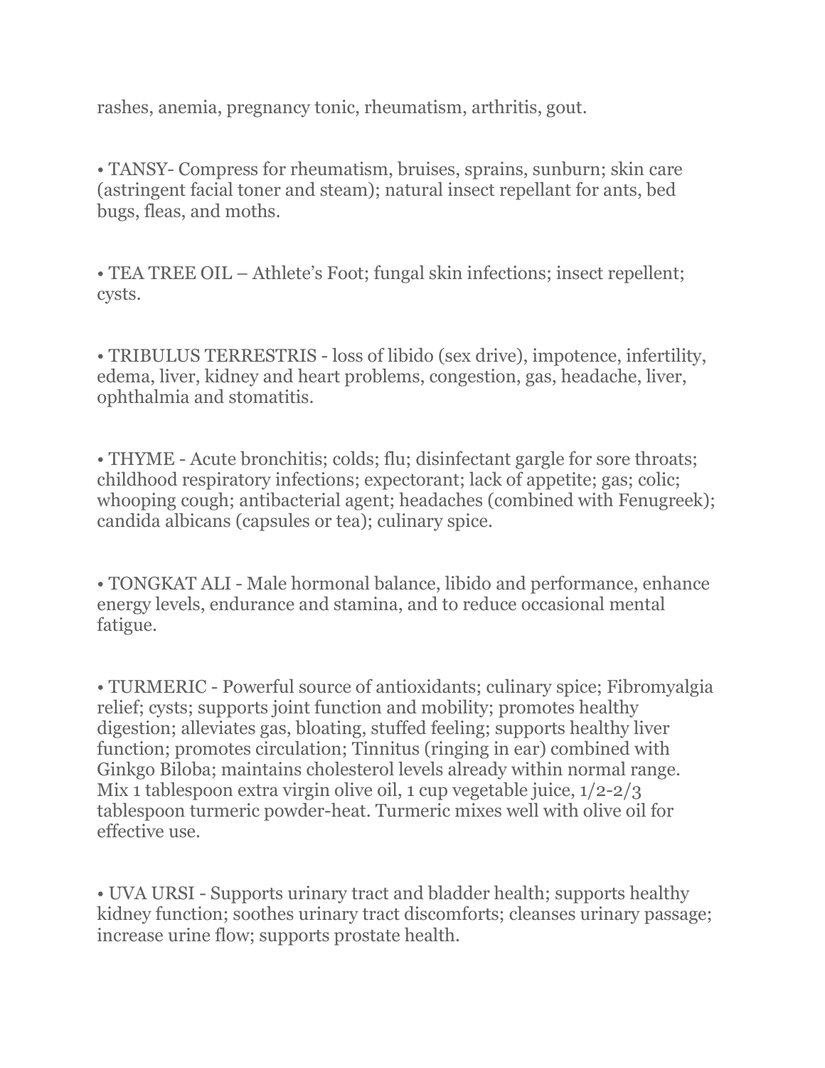rashes, anemia, pregnancy tonic, rheumatism, arthritis, gout.

• TANSY- Compress for rheumatism, bruises, sprains, sunburn; skin care (astringent facial toner and steam); natural insect repellant for ants, bed bugs, fleas, and moths.

• TEA TREE OIL – Athlete's Foot; fungal skin infections; insect repellent; cysts.

• TRIBULUS TERRESTRIS - loss of libido (sex drive), impotence, infertility, edema, liver, kidney and heart problems, congestion, gas, headache, liver, ophthalmia and stomatitis.

• THYME - Acute bronchitis; colds; flu; disinfectant gargle for sore throats; childhood respiratory infections; expectorant; lack of appetite; gas; colic; whooping cough; antibacterial agent; headaches (combined with Fenugreek); candida albicans (capsules or tea); culinary spice.

• TONGKAT ALI - Male hormonal balance, libido and performance, enhance energy levels, endurance and stamina, and to reduce occasional mental fatigue.

• TURMERIC - Powerful source of antioxidants; culinary spice; Fibromyalgia relief; cysts; supports joint function and mobility; promotes healthy digestion; alleviates gas, bloating, stuffed feeling; supports healthy liver function; promotes circulation; Tinnitus (ringing in ear) combined with Ginkgo Biloba; maintains cholesterol levels already within normal range. Mix 1 tablespoon extra virgin olive oil, 1 cup vegetable juice, 1/2-2/3 tablespoon turmeric powder-heat. Turmeric mixes well with olive oil for effective use.

• UVA URSI - Supports urinary tract and bladder health; supports healthy kidney function; soothes urinary tract discomforts; cleanses urinary passage; increase urine flow; supports prostate health.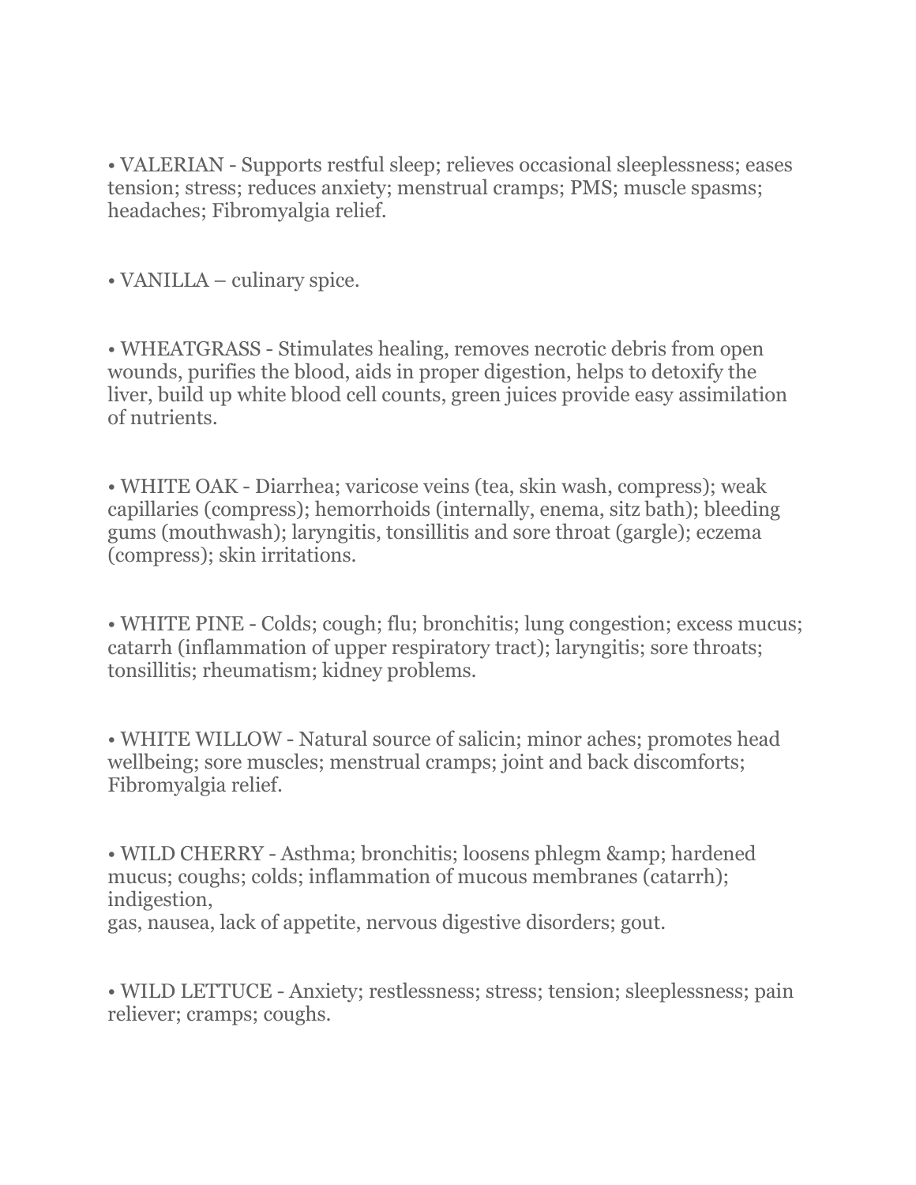• VALERIAN - Supports restful sleep; relieves occasional sleeplessness; eases tension; stress; reduces anxiety; menstrual cramps; PMS; muscle spasms; headaches; Fibromyalgia relief.

• VANILLA – culinary spice.

• WHEATGRASS - Stimulates healing, removes necrotic debris from open wounds, purifies the blood, aids in proper digestion, helps to detoxify the liver, build up white blood cell counts, green juices provide easy assimilation of nutrients.

• WHITE OAK - Diarrhea; varicose veins (tea, skin wash, compress); weak capillaries (compress); hemorrhoids (internally, enema, sitz bath); bleeding gums (mouthwash); laryngitis, tonsillitis and sore throat (gargle); eczema (compress); skin irritations.

• WHITE PINE - Colds; cough; flu; bronchitis; lung congestion; excess mucus; catarrh (inflammation of upper respiratory tract); laryngitis; sore throats; tonsillitis; rheumatism; kidney problems.

• WHITE WILLOW - Natural source of salicin; minor aches; promotes head wellbeing; sore muscles; menstrual cramps; joint and back discomforts; Fibromyalgia relief.

• WILD CHERRY - Asthma; bronchitis; loosens phlegm &amp; hardened mucus; coughs; colds; inflammation of mucous membranes (catarrh); indigestion,
gas, nausea, lack of appetite, nervous digestive disorders; gout.

• WILD LETTUCE - Anxiety; restlessness; stress; tension; sleeplessness; pain reliever; cramps; coughs.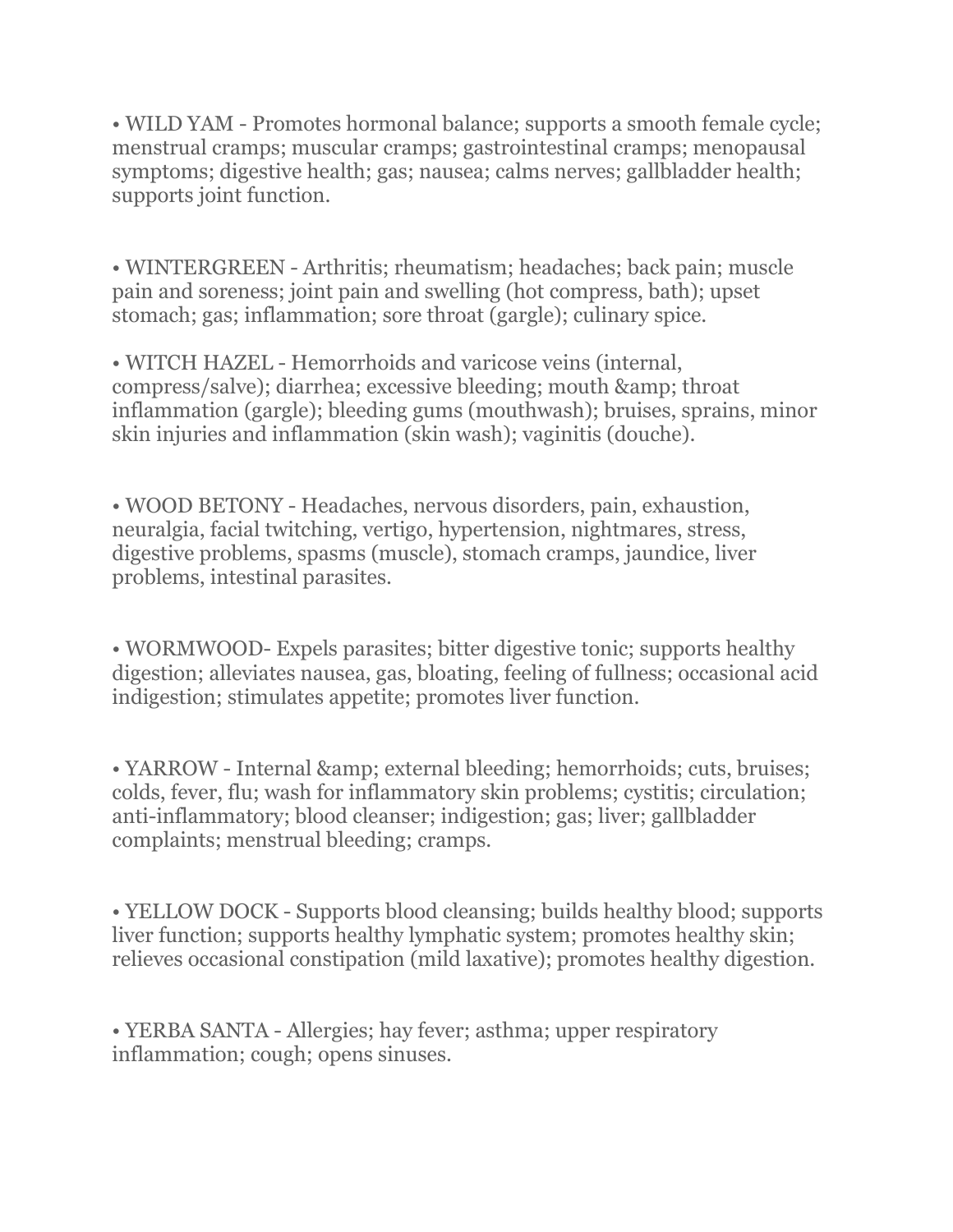• WILD YAM - Promotes hormonal balance; supports a smooth female cycle; menstrual cramps; muscular cramps; gastrointestinal cramps; menopausal symptoms; digestive health; gas; nausea; calms nerves; gallbladder health; supports joint function.

• WINTERGREEN - Arthritis; rheumatism; headaches; back pain; muscle pain and soreness; joint pain and swelling (hot compress, bath); upset stomach; gas; inflammation; sore throat (gargle); culinary spice.

• WITCH HAZEL - Hemorrhoids and varicose veins (internal, compress/salve); diarrhea; excessive bleeding; mouth &amp; throat inflammation (gargle); bleeding gums (mouthwash); bruises, sprains, minor skin injuries and inflammation (skin wash); vaginitis (douche).

• WOOD BETONY - Headaches, nervous disorders, pain, exhaustion, neuralgia, facial twitching, vertigo, hypertension, nightmares, stress, digestive problems, spasms (muscle), stomach cramps, jaundice, liver problems, intestinal parasites.

• WORMWOOD- Expels parasites; bitter digestive tonic; supports healthy digestion; alleviates nausea, gas, bloating, feeling of fullness; occasional acid indigestion; stimulates appetite; promotes liver function.

• YARROW - Internal &amp; external bleeding; hemorrhoids; cuts, bruises; colds, fever, flu; wash for inflammatory skin problems; cystitis; circulation; anti-inflammatory; blood cleanser; indigestion; gas; liver; gallbladder complaints; menstrual bleeding; cramps.

• YELLOW DOCK - Supports blood cleansing; builds healthy blood; supports liver function; supports healthy lymphatic system; promotes healthy skin; relieves occasional constipation (mild laxative); promotes healthy digestion.

• YERBA SANTA - Allergies; hay fever; asthma; upper respiratory inflammation; cough; opens sinuses.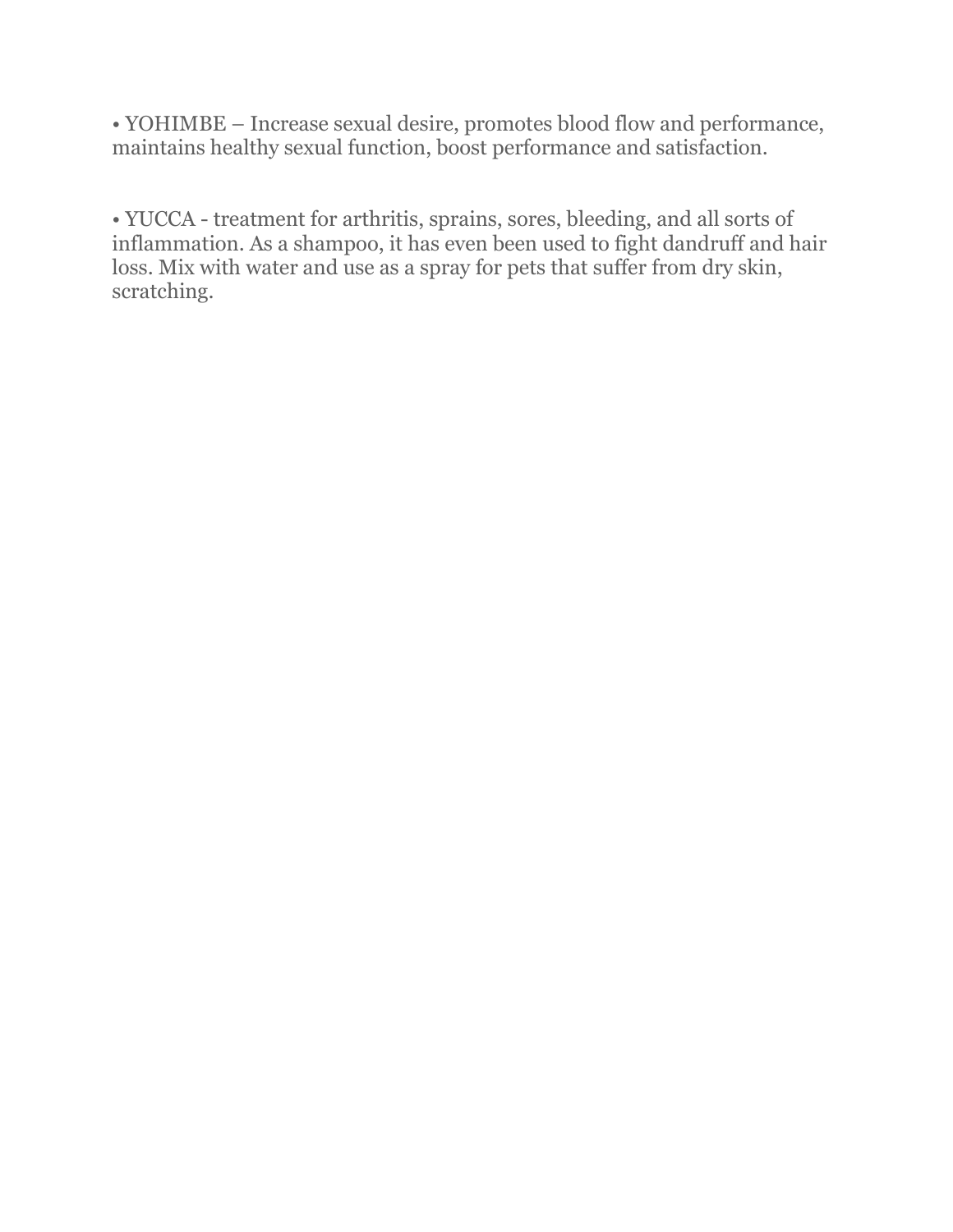- YOHIMBE – Increase sexual desire, promotes blood flow and performance, maintains healthy sexual function, boost performance and satisfaction.

- YUCCA - treatment for arthritis, sprains, sores, bleeding, and all sorts of inflammation. As a shampoo, it has even been used to fight dandruff and hair loss. Mix with water and use as a spray for pets that suffer from dry skin, scratching.